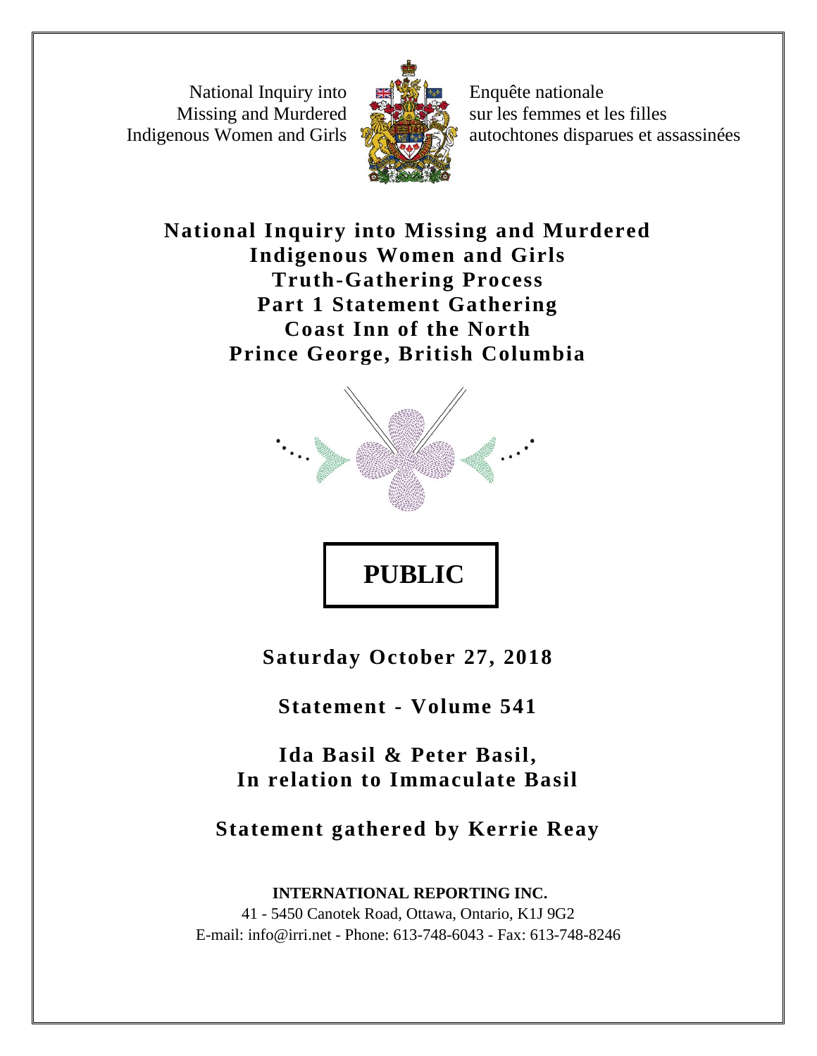National Inquiry into Missing and Murdered Indigenous Women and Girls

Enquête nationale sur les femmes et les filles autochtones disparues et assassinées

# National Inquiry into Missing and Murdered Indigenous Women and Girls
# Truth-Gathering Process
# Part 1 Statement Gathering
# Coast Inn of the North
# Prince George, British Columbia

**PUBLIC**

**Saturday October 27, 2018**

**Statement - Volume 541**

**Ida Basil & Peter Basil,**
**In relation to Immaculate Basil**

**Statement gathered by Kerrie Reay**

**INTERNATIONAL REPORTING INC.**
41 - 5450 Canotek Road, Ottawa, Ontario, K1J 9G2
E-mail: info@irri.net - Phone: 613-748-6043 - Fax: 613-748-8246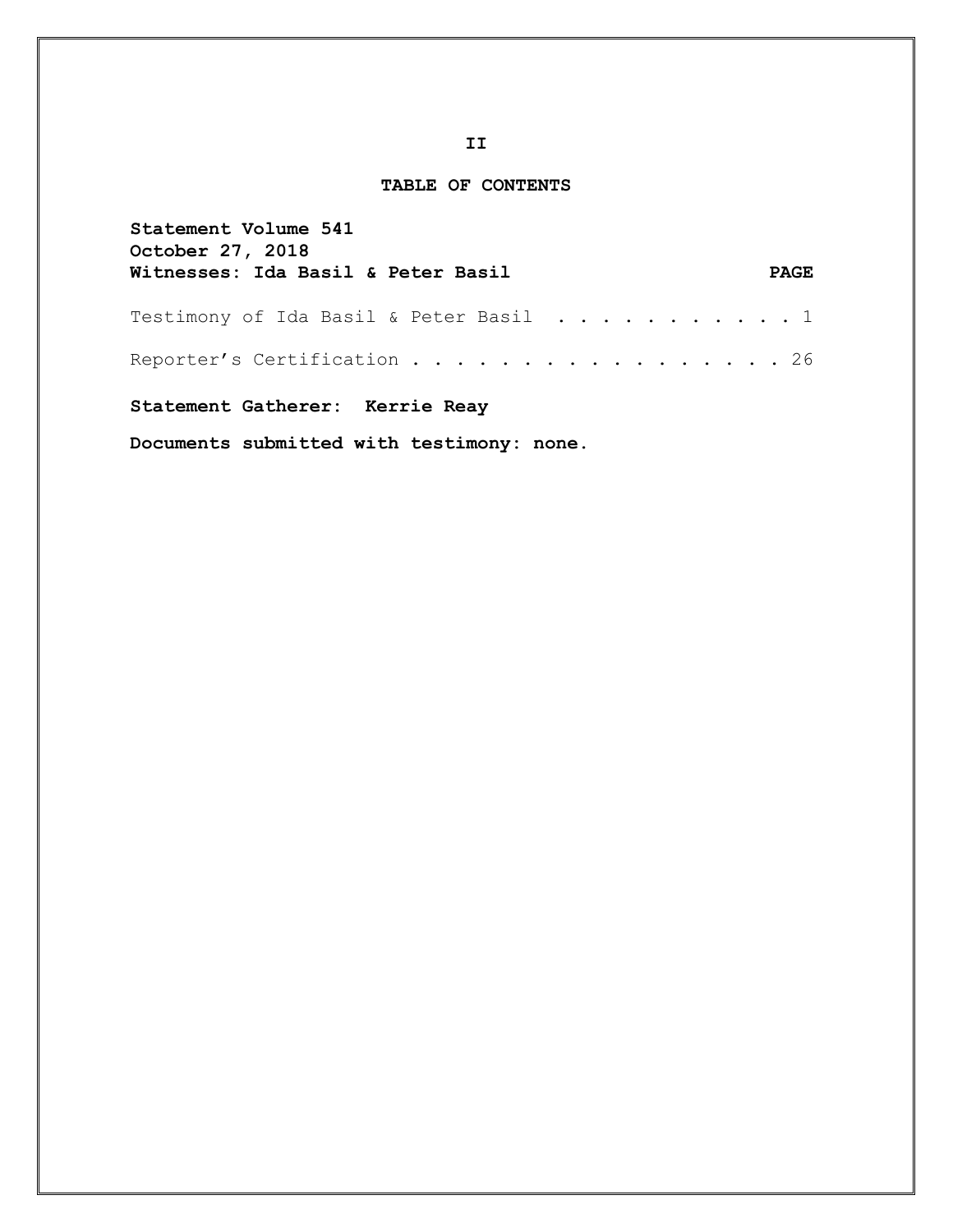II

## TABLE OF CONTENTS

**Statement Volume 541**
**October 27, 2018**
**Witnesses: Ida Basil & Peter Basil** **PAGE**

Testimony of Ida Basil & Peter Basil . . . . . . . . . . . 1

Reporter's Certification . . . . . . . . . . . . . . . . . 26

**Statement Gatherer: Kerrie Reay**

**Documents submitted with testimony: none.**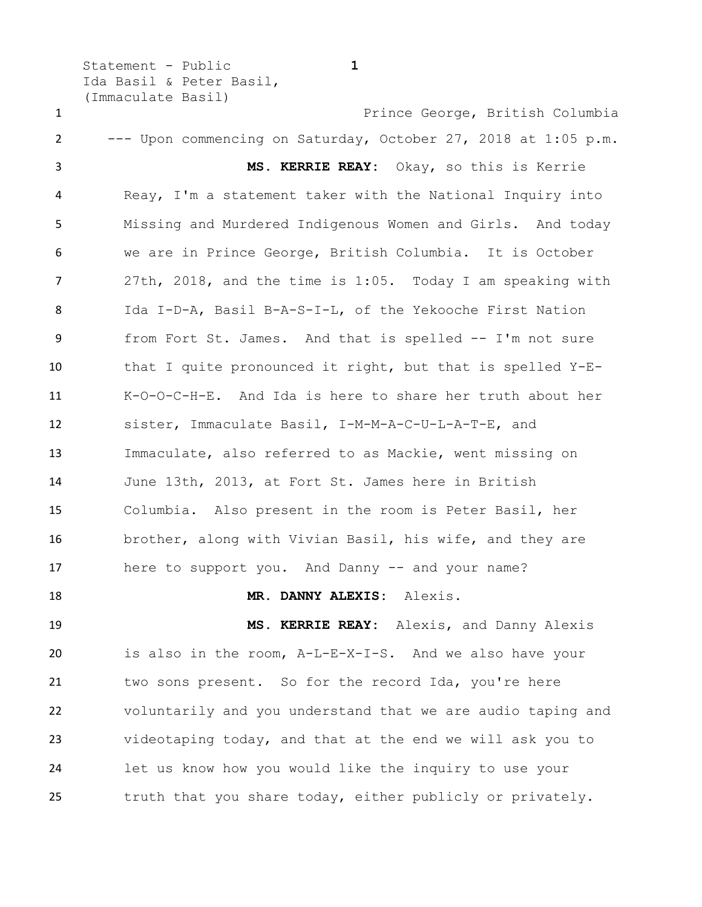Prince George, British Columbia

--- Upon commencing on Saturday, October 27, 2018 at 1:05 p.m.

**MS. KERRIE REAY:** Okay, so this is Kerrie Reay, I'm a statement taker with the National Inquiry into Missing and Murdered Indigenous Women and Girls. And today we are in Prince George, British Columbia. It is October 27th, 2018, and the time is 1:05. Today I am speaking with Ida I-D-A, Basil B-A-S-I-L, of the Yekooche First Nation from Fort St. James. And that is spelled -- I'm not sure that I quite pronounced it right, but that is spelled Y-E-K-O-O-C-H-E. And Ida is here to share her truth about her sister, Immaculate Basil, I-M-M-A-C-U-L-A-T-E, and Immaculate, also referred to as Mackie, went missing on June 13th, 2013, at Fort St. James here in British Columbia. Also present in the room is Peter Basil, her brother, along with Vivian Basil, his wife, and they are here to support you. And Danny -- and your name?

**MR. DANNY ALEXIS:** Alexis.

**MS. KERRIE REAY:** Alexis, and Danny Alexis is also in the room, A-L-E-X-I-S. And we also have your two sons present. So for the record Ida, you're here voluntarily and you understand that we are audio taping and videotaping today, and that at the end we will ask you to let us know how you would like the inquiry to use your truth that you share today, either publicly or privately.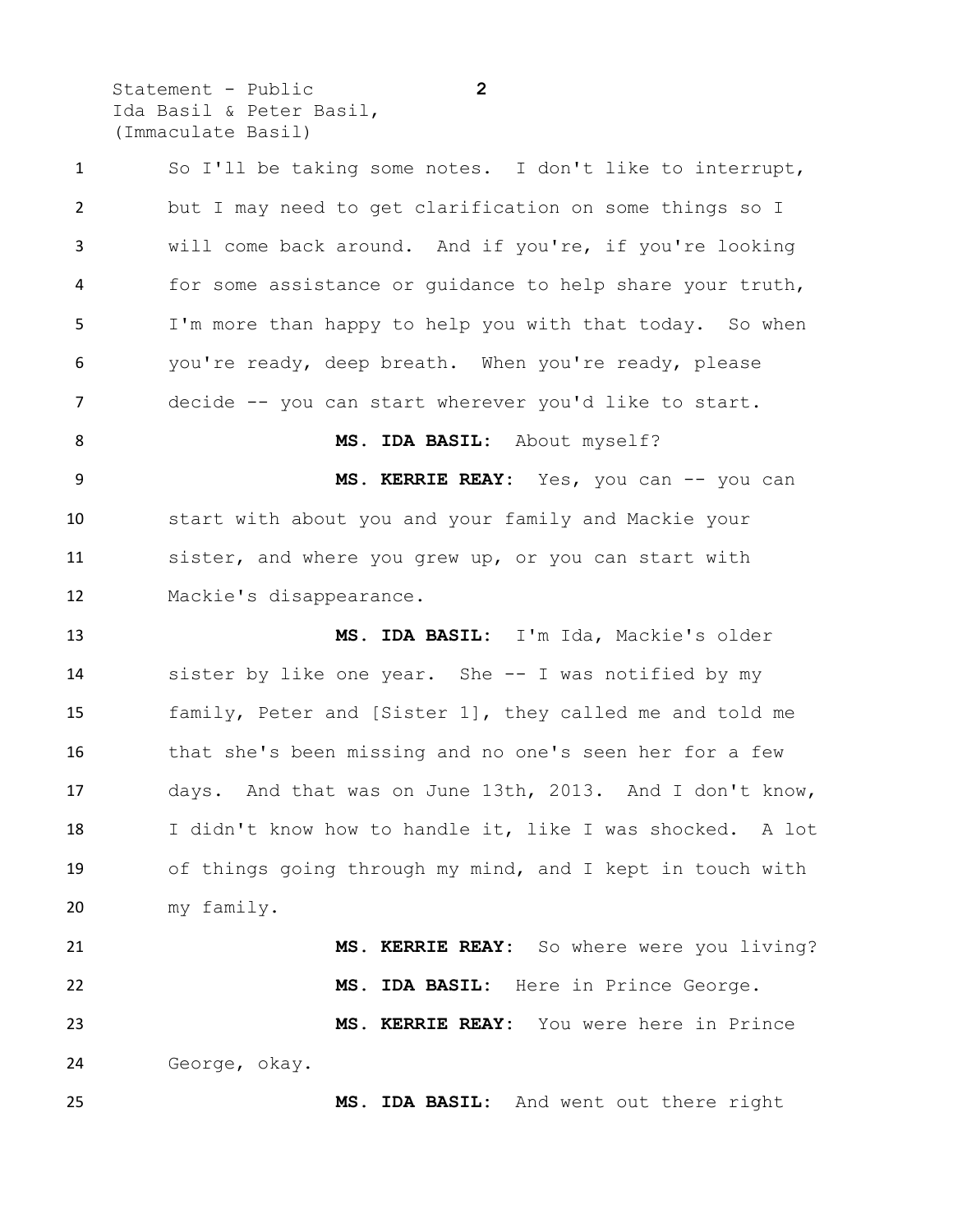So I'll be taking some notes. I don't like to interrupt, but I may need to get clarification on some things so I will come back around. And if you're, if you're looking for some assistance or guidance to help share your truth, I'm more than happy to help you with that today. So when you're ready, deep breath. When you're ready, please decide -- you can start wherever you'd like to start.

**MS. IDA BASIL:** About myself?

**MS. KERRIE REAY:** Yes, you can -- you can start with about you and your family and Mackie your sister, and where you grew up, or you can start with Mackie's disappearance.

**MS. IDA BASIL:** I'm Ida, Mackie's older sister by like one year. She -- I was notified by my family, Peter and [Sister 1], they called me and told me that she's been missing and no one's seen her for a few days. And that was on June 13th, 2013. And I don't know, I didn't know how to handle it, like I was shocked. A lot of things going through my mind, and I kept in touch with my family.

**MS. KERRIE REAY:** So where were you living?

**MS. IDA BASIL:** Here in Prince George.

**MS. KERRIE REAY:** You were here in Prince George, okay.

**MS. IDA BASIL:** And went out there right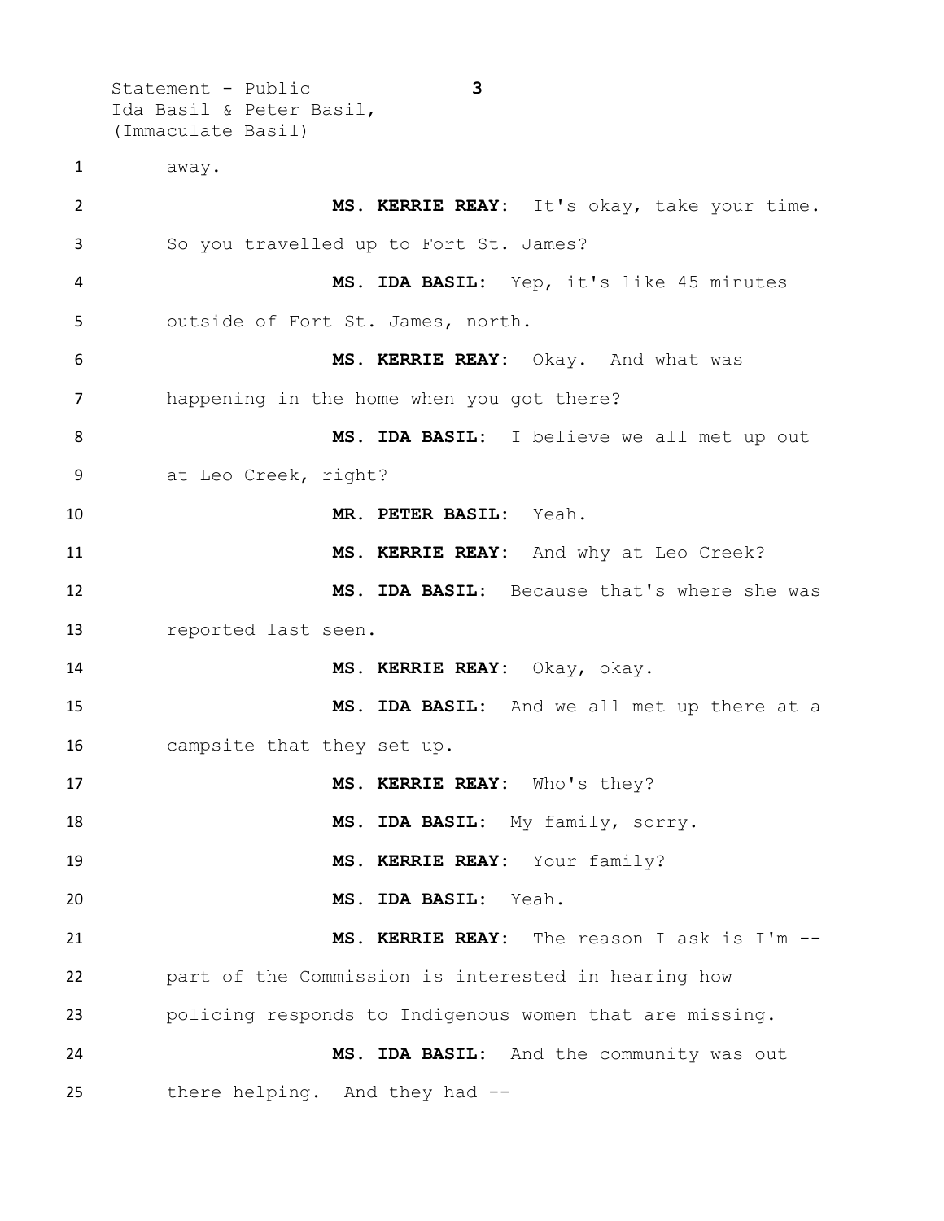away.

**MS. KERRIE REAY:** It's okay, take your time. So you travelled up to Fort St. James?

**MS. IDA BASIL:** Yep, it's like 45 minutes outside of Fort St. James, north.

**MS. KERRIE REAY:** Okay. And what was happening in the home when you got there?

**MS. IDA BASIL:** I believe we all met up out at Leo Creek, right?

**MR. PETER BASIL:** Yeah.

**MS. KERRIE REAY:** And why at Leo Creek?

**MS. IDA BASIL:** Because that's where she was reported last seen.

**MS. KERRIE REAY:** Okay, okay.

**MS. IDA BASIL:** And we all met up there at a campsite that they set up.

**MS. KERRIE REAY:** Who's they?

**MS. IDA BASIL:** My family, sorry.

**MS. KERRIE REAY:** Your family?

**MS. IDA BASIL:** Yeah.

**MS. KERRIE REAY:** The reason I ask is I'm -- part of the Commission is interested in hearing how policing responds to Indigenous women that are missing.

**MS. IDA BASIL:** And the community was out there helping. And they had --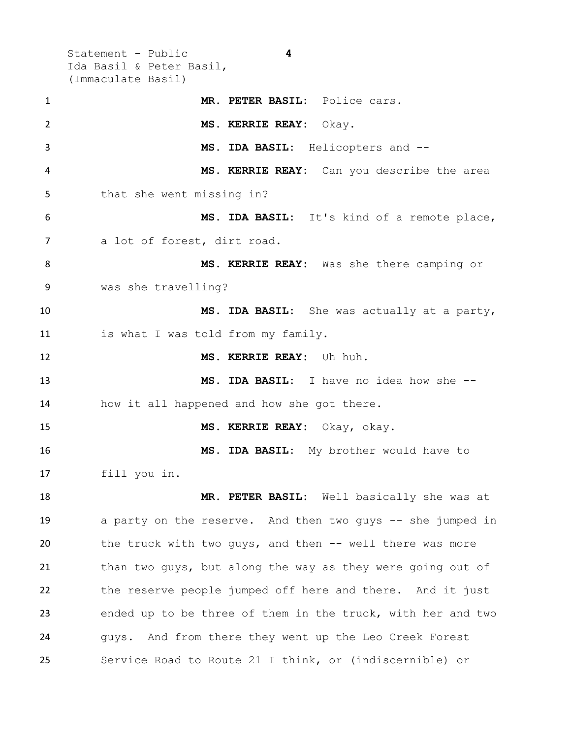**MR. PETER BASIL:** Police cars.

**MS. KERRIE REAY:** Okay.

**MS. IDA BASIL:** Helicopters and --

**MS. KERRIE REAY:** Can you describe the area that she went missing in?

**MS. IDA BASIL:** It's kind of a remote place, a lot of forest, dirt road.

**MS. KERRIE REAY:** Was she there camping or was she travelling?

**MS. IDA BASIL:** She was actually at a party, is what I was told from my family.

**MS. KERRIE REAY:** Uh huh.

**MS. IDA BASIL:** I have no idea how she -- how it all happened and how she got there.

**MS. KERRIE REAY:** Okay, okay.

**MS. IDA BASIL:** My brother would have to fill you in.

**MR. PETER BASIL:** Well basically she was at a party on the reserve. And then two guys -- she jumped in the truck with two guys, and then -- well there was more than two guys, but along the way as they were going out of the reserve people jumped off here and there. And it just ended up to be three of them in the truck, with her and two guys. And from there they went up the Leo Creek Forest Service Road to Route 21 I think, or (indiscernible) or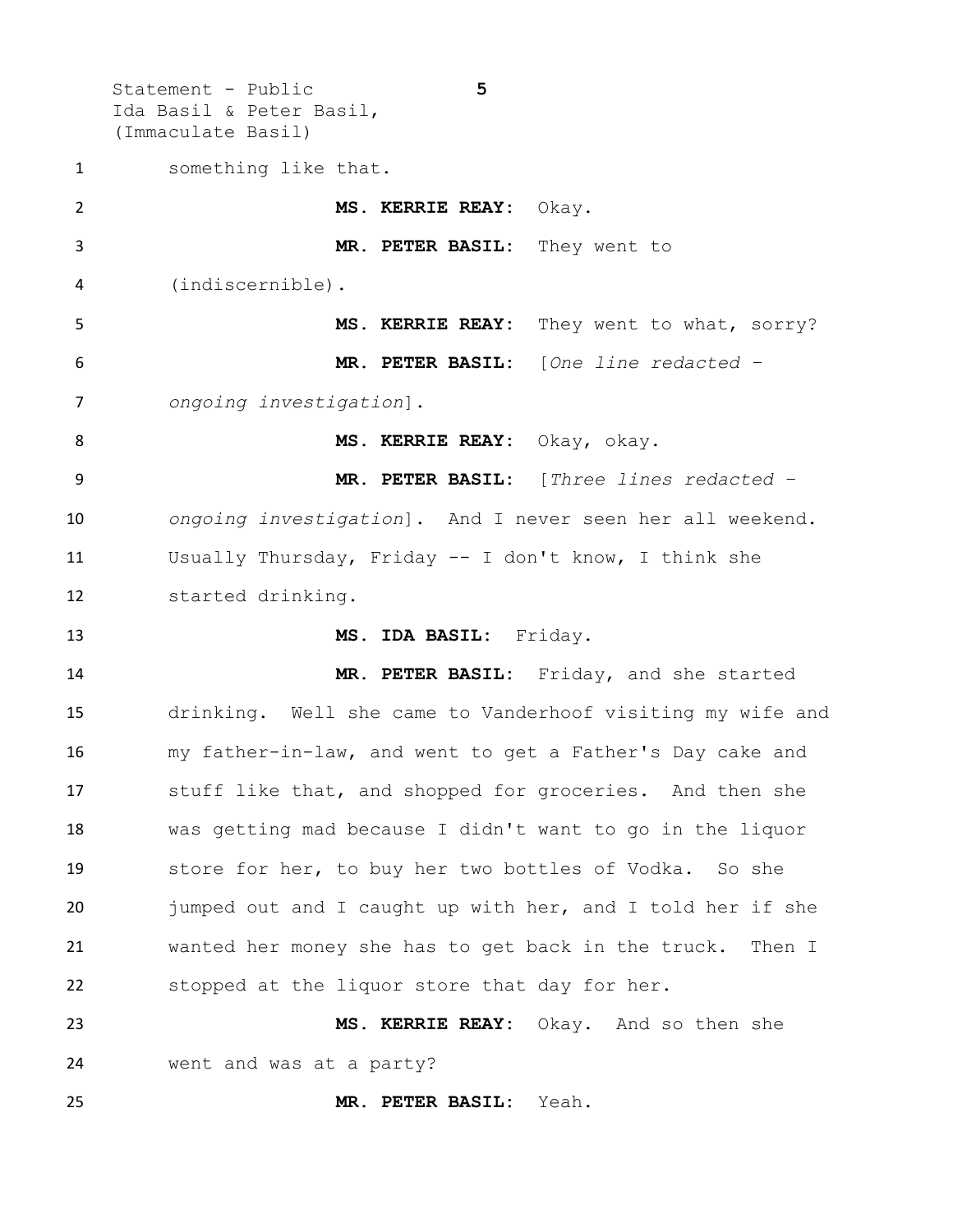something like that.

**MS. KERRIE REAY:** Okay.

**MR. PETER BASIL:** They went to (indiscernible).

**MS. KERRIE REAY:** They went to what, sorry?

**MR. PETER BASIL:** [*One line redacted – ongoing investigation*].

**MS. KERRIE REAY:** Okay, okay.

**MR. PETER BASIL:** [*Three lines redacted – ongoing investigation*]. And I never seen her all weekend. Usually Thursday, Friday -- I don't know, I think she started drinking.

**MS. IDA BASIL:** Friday.

**MR. PETER BASIL:** Friday, and she started drinking. Well she came to Vanderhoof visiting my wife and my father-in-law, and went to get a Father's Day cake and stuff like that, and shopped for groceries. And then she was getting mad because I didn't want to go in the liquor store for her, to buy her two bottles of Vodka. So she jumped out and I caught up with her, and I told her if she wanted her money she has to get back in the truck. Then I stopped at the liquor store that day for her.

**MS. KERRIE REAY:** Okay. And so then she went and was at a party?

**MR. PETER BASIL:** Yeah.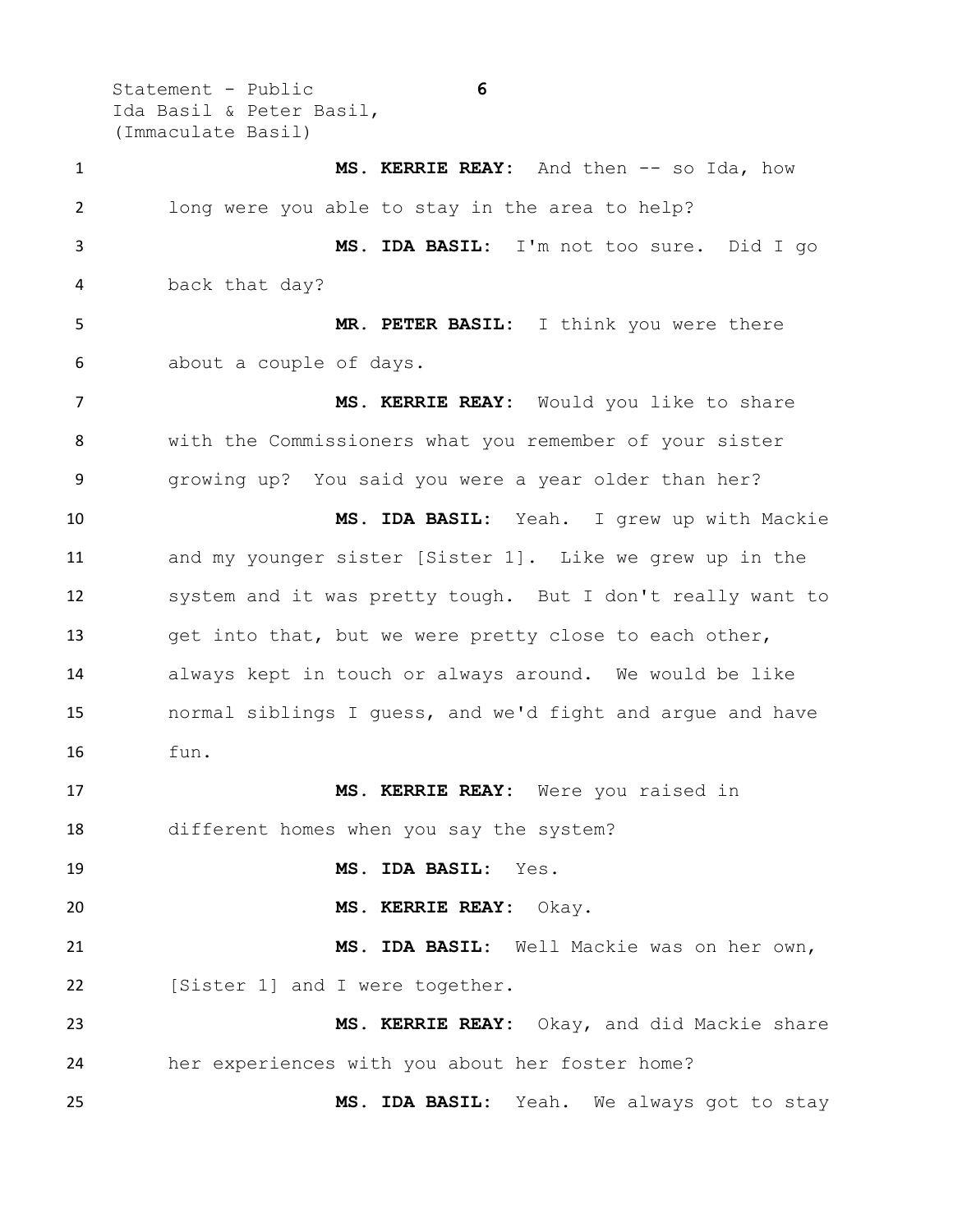**MS. KERRIE REAY:** And then -- so Ida, how long were you able to stay in the area to help?

**MS. IDA BASIL:** I'm not too sure. Did I go back that day?

**MR. PETER BASIL:** I think you were there about a couple of days.

**MS. KERRIE REAY:** Would you like to share with the Commissioners what you remember of your sister growing up? You said you were a year older than her?

**MS. IDA BASIL:** Yeah. I grew up with Mackie and my younger sister [Sister 1]. Like we grew up in the system and it was pretty tough. But I don't really want to get into that, but we were pretty close to each other, always kept in touch or always around. We would be like normal siblings I guess, and we'd fight and argue and have fun.

**MS. KERRIE REAY:** Were you raised in different homes when you say the system?

**MS. IDA BASIL:** Yes.

**MS. KERRIE REAY:** Okay.

**MS. IDA BASIL:** Well Mackie was on her own, [Sister 1] and I were together.

**MS. KERRIE REAY:** Okay, and did Mackie share her experiences with you about her foster home?

**MS. IDA BASIL:** Yeah. We always got to stay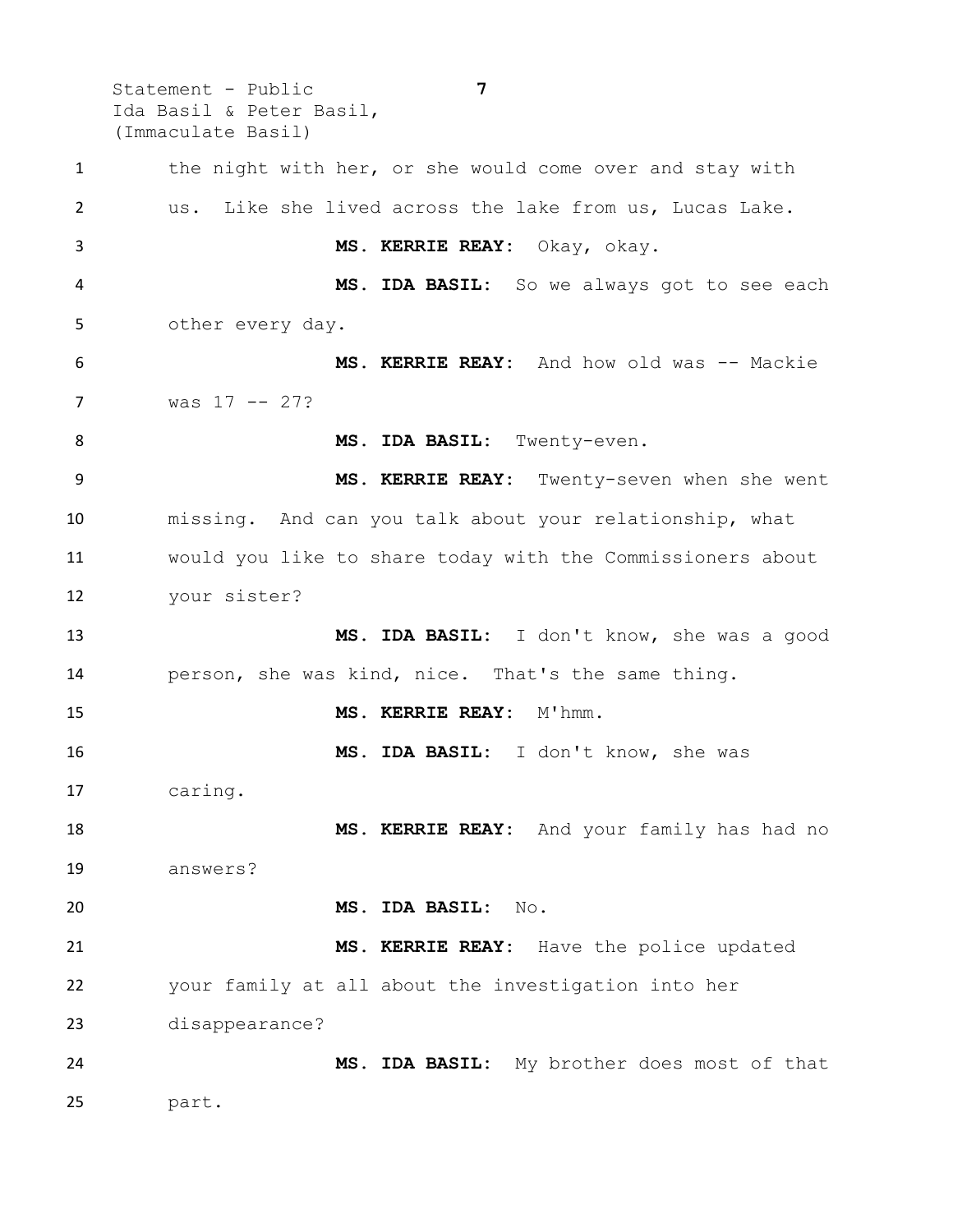the night with her, or she would come over and stay with us. Like she lived across the lake from us, Lucas Lake.

**MS. KERRIE REAY:** Okay, okay.

**MS. IDA BASIL:** So we always got to see each other every day.

**MS. KERRIE REAY:** And how old was -- Mackie was 17 -- 27?

**MS. IDA BASIL:** Twenty-even.

**MS. KERRIE REAY:** Twenty-seven when she went missing. And can you talk about your relationship, what would you like to share today with the Commissioners about your sister?

**MS. IDA BASIL:** I don't know, she was a good person, she was kind, nice. That's the same thing.

**MS. KERRIE REAY:** M'hmm.

**MS. IDA BASIL:** I don't know, she was caring.

**MS. KERRIE REAY:** And your family has had no answers?

**MS. IDA BASIL:** No.

**MS. KERRIE REAY:** Have the police updated your family at all about the investigation into her disappearance?

**MS. IDA BASIL:** My brother does most of that part.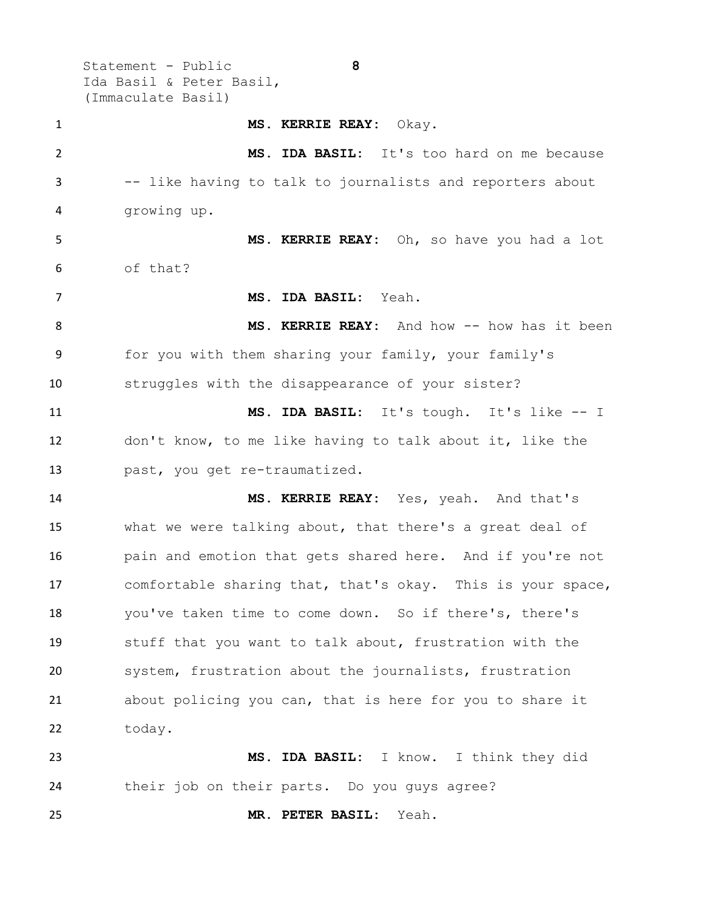**MS. KERRIE REAY:** Okay.

**MS. IDA BASIL:** It's too hard on me because -- like having to talk to journalists and reporters about growing up.

**MS. KERRIE REAY:** Oh, so have you had a lot of that?

**MS. IDA BASIL:** Yeah.

**MS. KERRIE REAY:** And how -- how has it been for you with them sharing your family, your family's struggles with the disappearance of your sister?

**MS. IDA BASIL:** It's tough. It's like -- I don't know, to me like having to talk about it, like the past, you get re-traumatized.

**MS. KERRIE REAY:** Yes, yeah. And that's what we were talking about, that there's a great deal of pain and emotion that gets shared here. And if you're not comfortable sharing that, that's okay. This is your space, you've taken time to come down. So if there's, there's stuff that you want to talk about, frustration with the system, frustration about the journalists, frustration about policing you can, that is here for you to share it today.

**MS. IDA BASIL:** I know. I think they did their job on their parts. Do you guys agree?

**MR. PETER BASIL:** Yeah.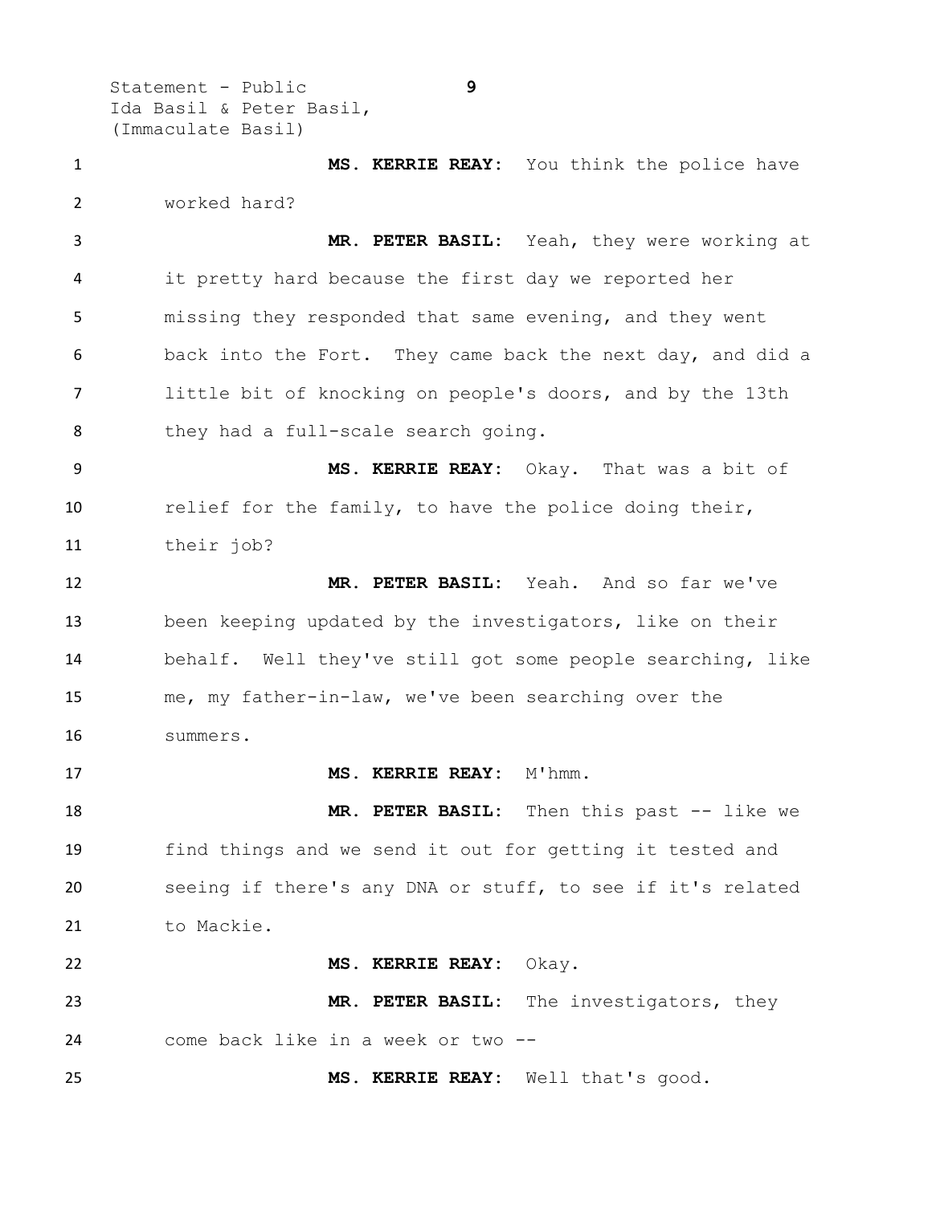**MS. KERRIE REAY:** You think the police have worked hard?

**MR. PETER BASIL:** Yeah, they were working at it pretty hard because the first day we reported her missing they responded that same evening, and they went back into the Fort. They came back the next day, and did a little bit of knocking on people's doors, and by the 13th they had a full-scale search going.

**MS. KERRIE REAY:** Okay. That was a bit of relief for the family, to have the police doing their, their job?

**MR. PETER BASIL:** Yeah. And so far we've been keeping updated by the investigators, like on their behalf. Well they've still got some people searching, like me, my father-in-law, we've been searching over the summers.

**MS. KERRIE REAY:** M'hmm.

**MR. PETER BASIL:** Then this past -- like we find things and we send it out for getting it tested and seeing if there's any DNA or stuff, to see if it's related to Mackie.

**MS. KERRIE REAY:** Okay.

**MR. PETER BASIL:** The investigators, they come back like in a week or two --

**MS. KERRIE REAY:** Well that's good.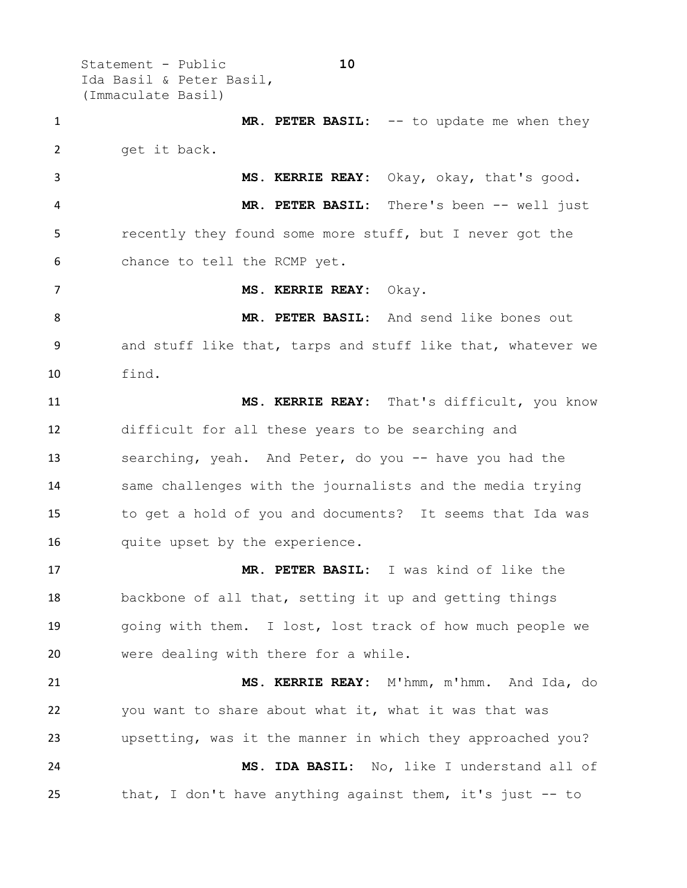**MR. PETER BASIL:** -- to update me when they get it back.

**MS. KERRIE REAY:** Okay, okay, that's good.

**MR. PETER BASIL:** There's been -- well just recently they found some more stuff, but I never got the chance to tell the RCMP yet.

**MS. KERRIE REAY:** Okay.

**MR. PETER BASIL:** And send like bones out and stuff like that, tarps and stuff like that, whatever we find.

**MS. KERRIE REAY:** That's difficult, you know difficult for all these years to be searching and searching, yeah. And Peter, do you -- have you had the same challenges with the journalists and the media trying to get a hold of you and documents? It seems that Ida was quite upset by the experience.

**MR. PETER BASIL:** I was kind of like the backbone of all that, setting it up and getting things going with them. I lost, lost track of how much people we were dealing with there for a while.

**MS. KERRIE REAY:** M'hmm, m'hmm. And Ida, do you want to share about what it, what it was that was upsetting, was it the manner in which they approached you?

**MS. IDA BASIL:** No, like I understand all of that, I don't have anything against them, it's just -- to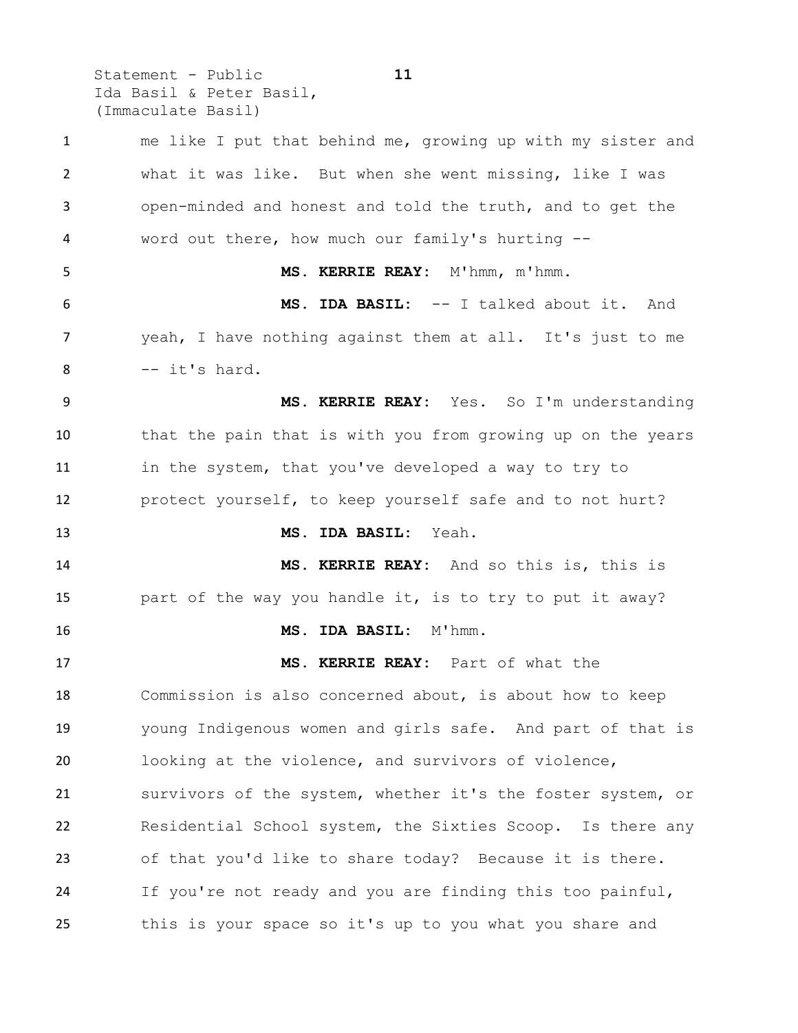me like I put that behind me, growing up with my sister and what it was like. But when she went missing, like I was open-minded and honest and told the truth, and to get the word out there, how much our family's hurting --

**MS. KERRIE REAY:** M'hmm, m'hmm.

**MS. IDA BASIL:** -- I talked about it. And yeah, I have nothing against them at all. It's just to me -- it's hard.

**MS. KERRIE REAY:** Yes. So I'm understanding that the pain that is with you from growing up on the years in the system, that you've developed a way to try to protect yourself, to keep yourself safe and to not hurt?

**MS. IDA BASIL:** Yeah.

**MS. KERRIE REAY:** And so this is, this is part of the way you handle it, is to try to put it away?

**MS. IDA BASIL:** M'hmm.

**MS. KERRIE REAY:** Part of what the Commission is also concerned about, is about how to keep young Indigenous women and girls safe. And part of that is looking at the violence, and survivors of violence, survivors of the system, whether it's the foster system, or Residential School system, the Sixties Scoop. Is there any of that you'd like to share today? Because it is there. If you're not ready and you are finding this too painful, this is your space so it's up to you what you share and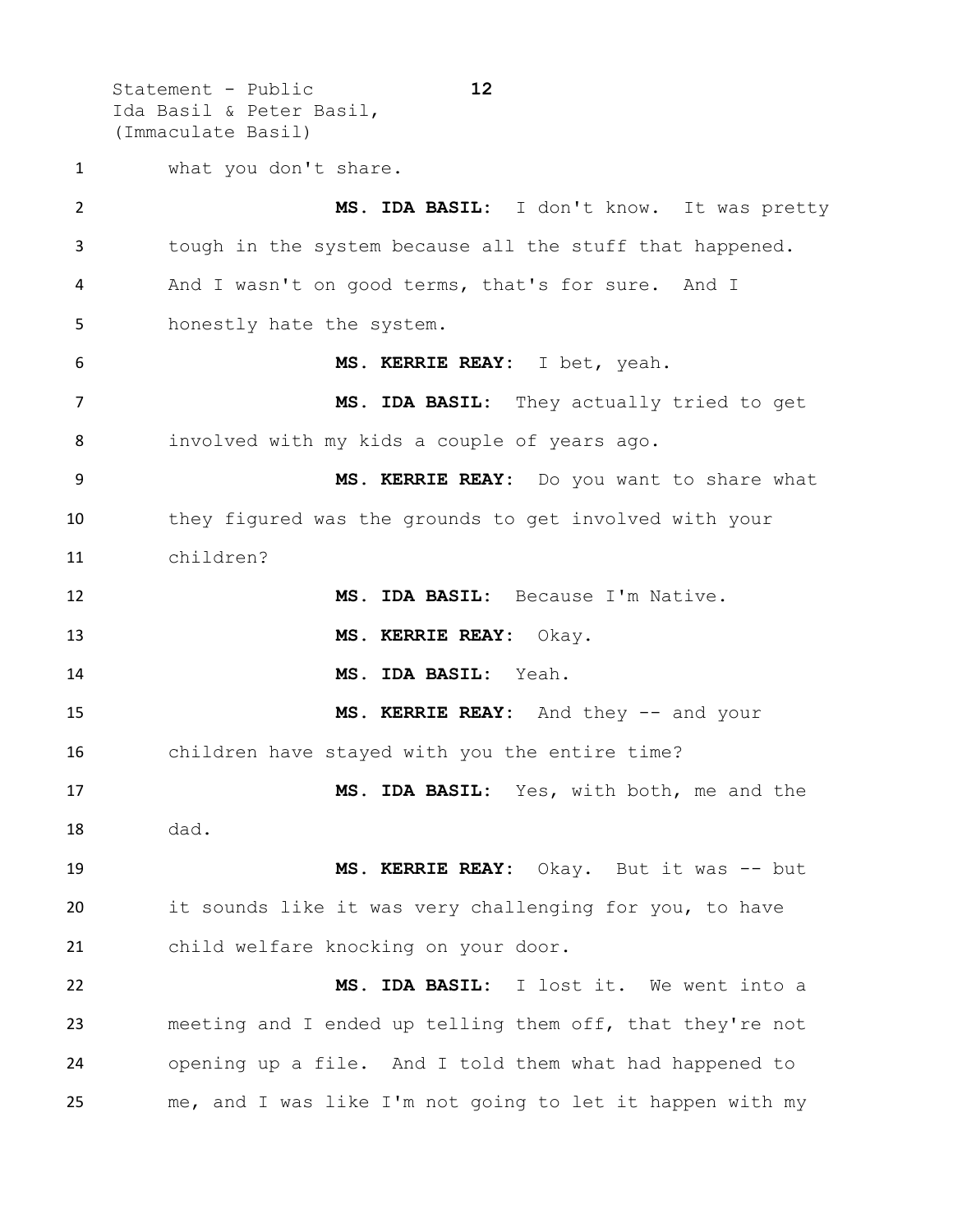what you don't share.

**MS. IDA BASIL:** I don't know. It was pretty tough in the system because all the stuff that happened. And I wasn't on good terms, that's for sure. And I honestly hate the system.

**MS. KERRIE REAY:** I bet, yeah.

**MS. IDA BASIL:** They actually tried to get involved with my kids a couple of years ago.

**MS. KERRIE REAY:** Do you want to share what they figured was the grounds to get involved with your children?

**MS. IDA BASIL:** Because I'm Native.

**MS. KERRIE REAY:** Okay.

**MS. IDA BASIL:** Yeah.

**MS. KERRIE REAY:** And they -- and your children have stayed with you the entire time?

**MS. IDA BASIL:** Yes, with both, me and the dad.

**MS. KERRIE REAY:** Okay. But it was -- but it sounds like it was very challenging for you, to have child welfare knocking on your door.

**MS. IDA BASIL:** I lost it. We went into a meeting and I ended up telling them off, that they're not opening up a file. And I told them what had happened to me, and I was like I'm not going to let it happen with my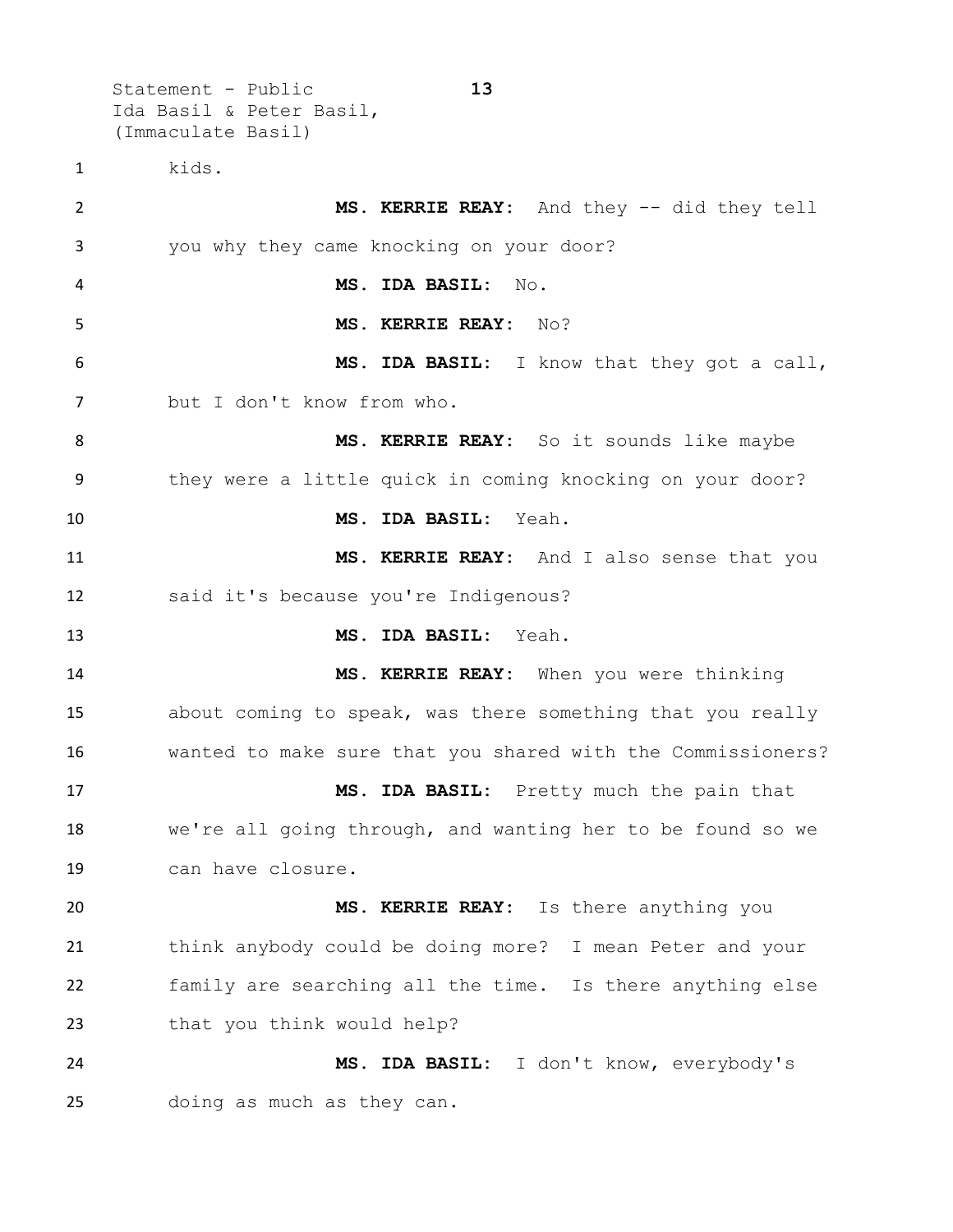kids.

**MS. KERRIE REAY:** And they -- did they tell you why they came knocking on your door?

**MS. IDA BASIL:** No.

**MS. KERRIE REAY:** No?

**MS. IDA BASIL:** I know that they got a call, but I don't know from who.

**MS. KERRIE REAY:** So it sounds like maybe they were a little quick in coming knocking on your door?

**MS. IDA BASIL:** Yeah.

**MS. KERRIE REAY:** And I also sense that you said it's because you're Indigenous?

**MS. IDA BASIL:** Yeah.

**MS. KERRIE REAY:** When you were thinking about coming to speak, was there something that you really wanted to make sure that you shared with the Commissioners?

**MS. IDA BASIL:** Pretty much the pain that we're all going through, and wanting her to be found so we can have closure.

**MS. KERRIE REAY:** Is there anything you think anybody could be doing more? I mean Peter and your family are searching all the time. Is there anything else that you think would help?

**MS. IDA BASIL:** I don't know, everybody's doing as much as they can.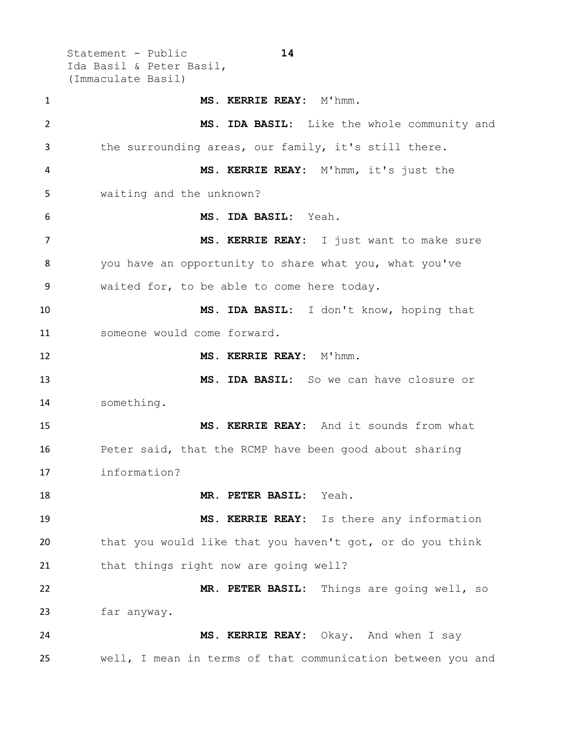**MS. KERRIE REAY:** M'hmm.

**MS. IDA BASIL:** Like the whole community and the surrounding areas, our family, it's still there.

**MS. KERRIE REAY:** M'hmm, it's just the waiting and the unknown?

**MS. IDA BASIL:** Yeah.

**MS. KERRIE REAY:** I just want to make sure you have an opportunity to share what you, what you've waited for, to be able to come here today.

**MS. IDA BASIL:** I don't know, hoping that someone would come forward.

**MS. KERRIE REAY:** M'hmm.

**MS. IDA BASIL:** So we can have closure or something.

**MS. KERRIE REAY:** And it sounds from what Peter said, that the RCMP have been good about sharing information?

**MR. PETER BASIL:** Yeah.

**MS. KERRIE REAY:** Is there any information that you would like that you haven't got, or do you think that things right now are going well?

**MR. PETER BASIL:** Things are going well, so far anyway.

**MS. KERRIE REAY:** Okay. And when I say well, I mean in terms of that communication between you and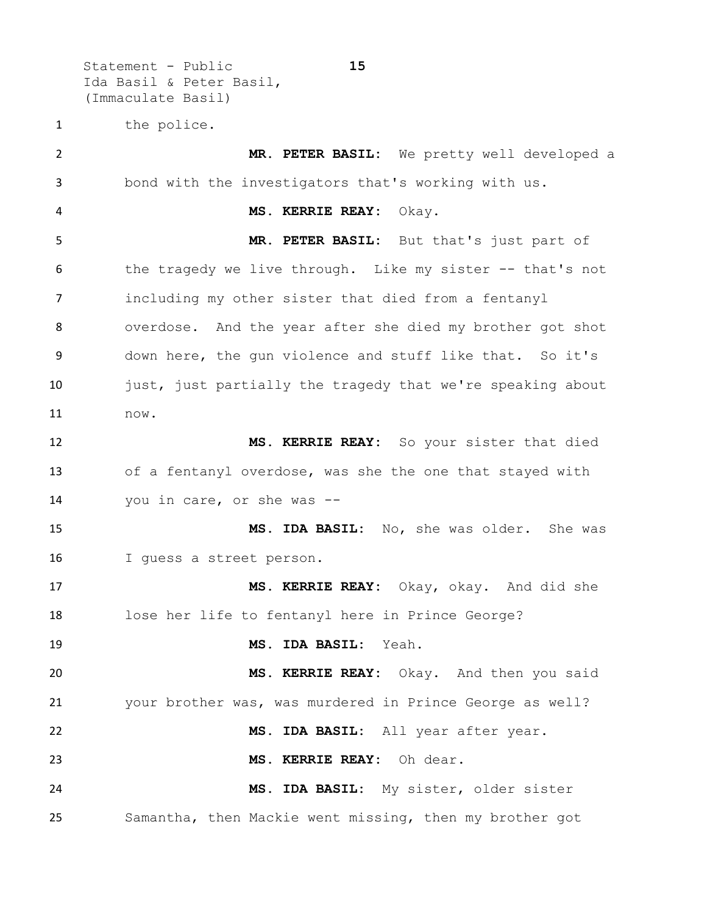the police.

**MR. PETER BASIL:** We pretty well developed a bond with the investigators that's working with us.

**MS. KERRIE REAY:** Okay.

**MR. PETER BASIL:** But that's just part of the tragedy we live through. Like my sister -- that's not including my other sister that died from a fentanyl overdose. And the year after she died my brother got shot down here, the gun violence and stuff like that. So it's just, just partially the tragedy that we're speaking about now.

**MS. KERRIE REAY:** So your sister that died of a fentanyl overdose, was she the one that stayed with you in care, or she was --

**MS. IDA BASIL:** No, she was older. She was I guess a street person.

**MS. KERRIE REAY:** Okay, okay. And did she lose her life to fentanyl here in Prince George?

**MS. IDA BASIL:** Yeah.

**MS. KERRIE REAY:** Okay. And then you said your brother was, was murdered in Prince George as well?

**MS. IDA BASIL:** All year after year.

**MS. KERRIE REAY:** Oh dear.

**MS. IDA BASIL:** My sister, older sister Samantha, then Mackie went missing, then my brother got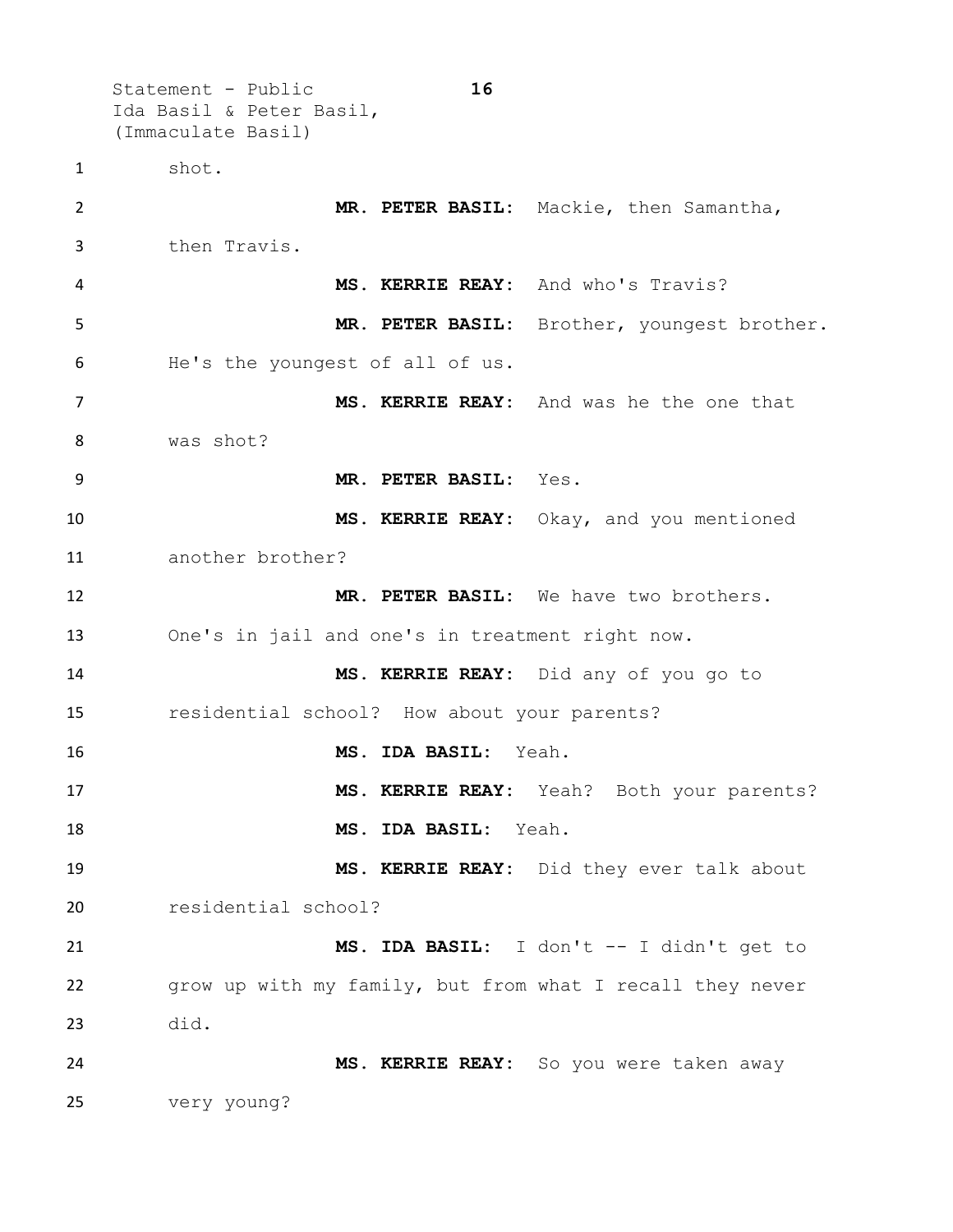shot.

**MR. PETER BASIL:** Mackie, then Samantha, then Travis.

**MS. KERRIE REAY:** And who's Travis?

**MR. PETER BASIL:** Brother, youngest brother. He's the youngest of all of us.

**MS. KERRIE REAY:** And was he the one that was shot?

**MR. PETER BASIL:** Yes.

**MS. KERRIE REAY:** Okay, and you mentioned another brother?

**MR. PETER BASIL:** We have two brothers. One's in jail and one's in treatment right now.

**MS. KERRIE REAY:** Did any of you go to residential school? How about your parents?

**MS. IDA BASIL:** Yeah.

**MS. KERRIE REAY:** Yeah? Both your parents?

**MS. IDA BASIL:** Yeah.

**MS. KERRIE REAY:** Did they ever talk about residential school?

**MS. IDA BASIL:** I don't -- I didn't get to grow up with my family, but from what I recall they never did.

**MS. KERRIE REAY:** So you were taken away very young?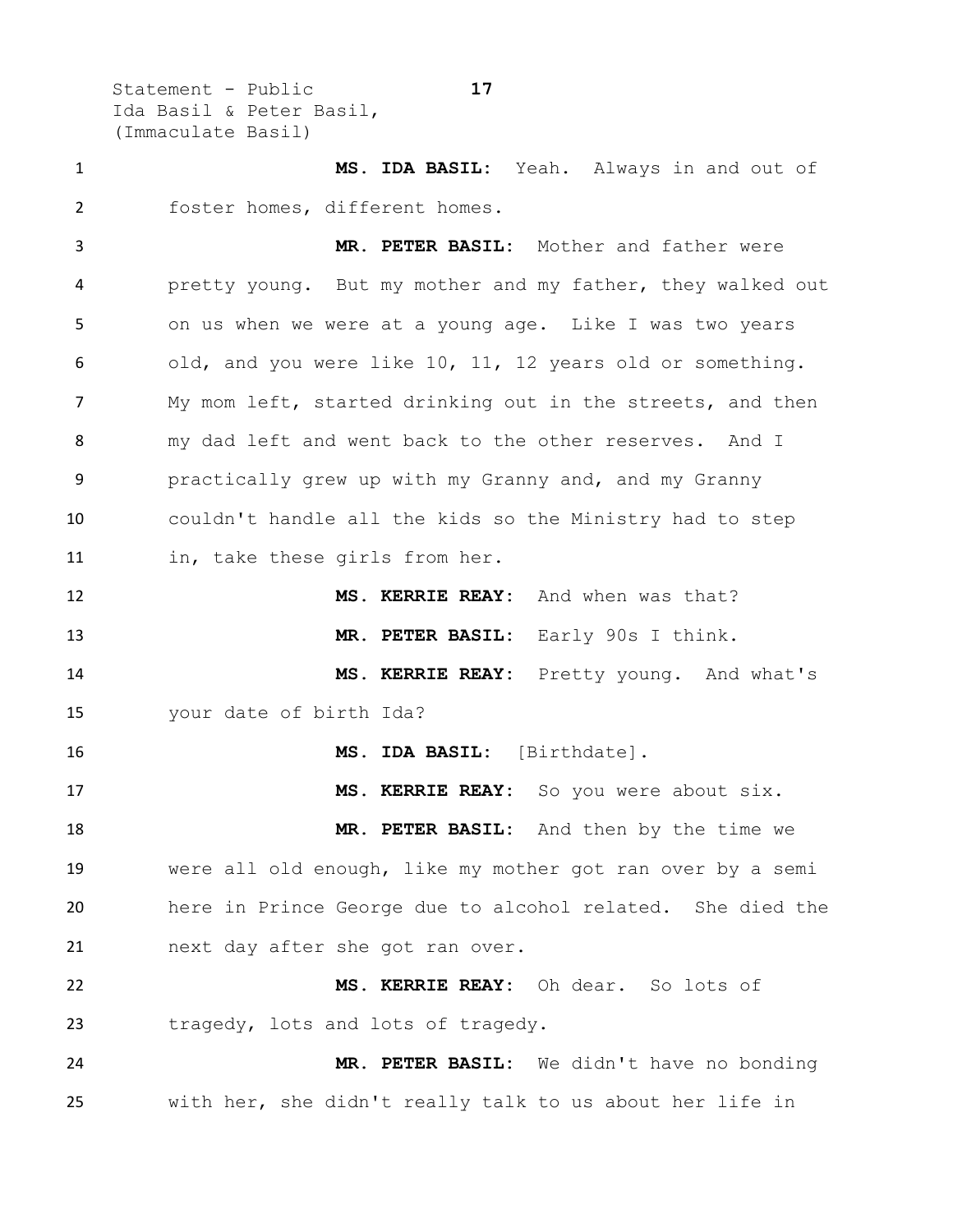**MS. IDA BASIL:** Yeah. Always in and out of foster homes, different homes.

**MR. PETER BASIL:** Mother and father were pretty young. But my mother and my father, they walked out on us when we were at a young age. Like I was two years old, and you were like 10, 11, 12 years old or something. My mom left, started drinking out in the streets, and then my dad left and went back to the other reserves. And I practically grew up with my Granny and, and my Granny couldn't handle all the kids so the Ministry had to step in, take these girls from her.

**MS. KERRIE REAY:** And when was that?

**MR. PETER BASIL:** Early 90s I think.

**MS. KERRIE REAY:** Pretty young. And what's your date of birth Ida?

**MS. IDA BASIL:** [Birthdate].

**MS. KERRIE REAY:** So you were about six.

**MR. PETER BASIL:** And then by the time we were all old enough, like my mother got ran over by a semi here in Prince George due to alcohol related. She died the next day after she got ran over.

**MS. KERRIE REAY:** Oh dear. So lots of tragedy, lots and lots of tragedy.

**MR. PETER BASIL:** We didn't have no bonding with her, she didn't really talk to us about her life in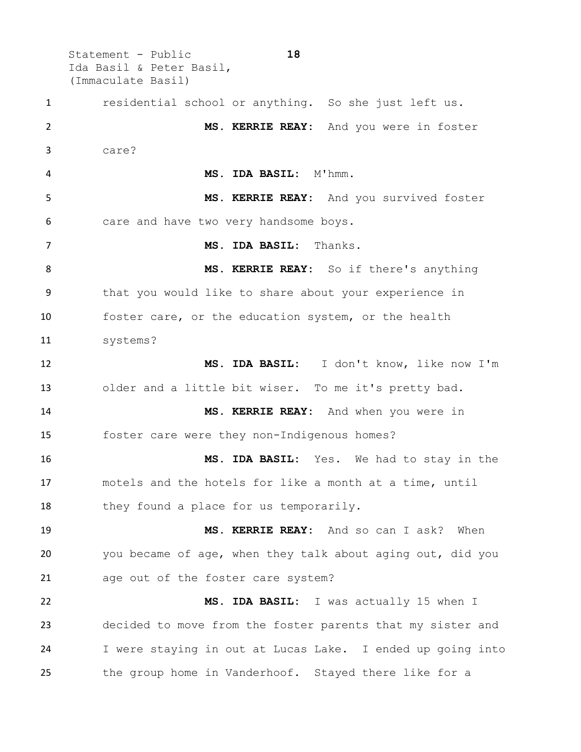residential school or anything. So she just left us.

**MS. KERRIE REAY:** And you were in foster care?

**MS. IDA BASIL:** M'hmm.

**MS. KERRIE REAY:** And you survived foster care and have two very handsome boys.

**MS. IDA BASIL:** Thanks.

**MS. KERRIE REAY:** So if there's anything that you would like to share about your experience in foster care, or the education system, or the health systems?

**MS. IDA BASIL:** I don't know, like now I'm older and a little bit wiser. To me it's pretty bad.

**MS. KERRIE REAY:** And when you were in foster care were they non-Indigenous homes?

**MS. IDA BASIL:** Yes. We had to stay in the motels and the hotels for like a month at a time, until they found a place for us temporarily.

**MS. KERRIE REAY:** And so can I ask? When you became of age, when they talk about aging out, did you age out of the foster care system?

**MS. IDA BASIL:** I was actually 15 when I decided to move from the foster parents that my sister and I were staying in out at Lucas Lake. I ended up going into the group home in Vanderhoof. Stayed there like for a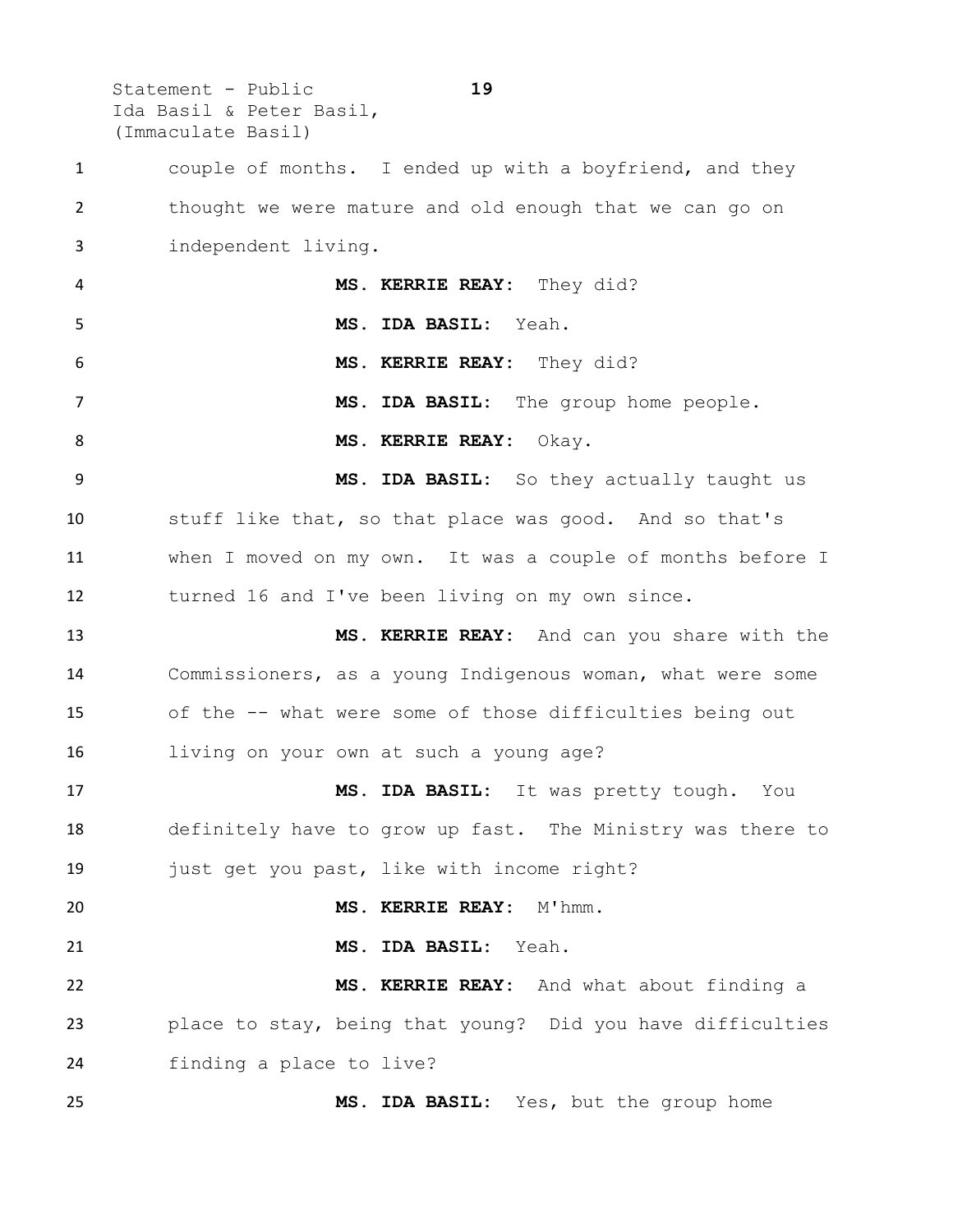couple of months. I ended up with a boyfriend, and they thought we were mature and old enough that we can go on independent living.

**MS. KERRIE REAY:** They did?

**MS. IDA BASIL:** Yeah.

**MS. KERRIE REAY:** They did?

**MS. IDA BASIL:** The group home people.

**MS. KERRIE REAY:** Okay.

**MS. IDA BASIL:** So they actually taught us stuff like that, so that place was good. And so that's when I moved on my own. It was a couple of months before I turned 16 and I've been living on my own since.

**MS. KERRIE REAY:** And can you share with the Commissioners, as a young Indigenous woman, what were some of the -- what were some of those difficulties being out living on your own at such a young age?

**MS. IDA BASIL:** It was pretty tough. You definitely have to grow up fast. The Ministry was there to just get you past, like with income right?

**MS. KERRIE REAY:** M'hmm.

**MS. IDA BASIL:** Yeah.

**MS. KERRIE REAY:** And what about finding a place to stay, being that young? Did you have difficulties finding a place to live?

**MS. IDA BASIL:** Yes, but the group home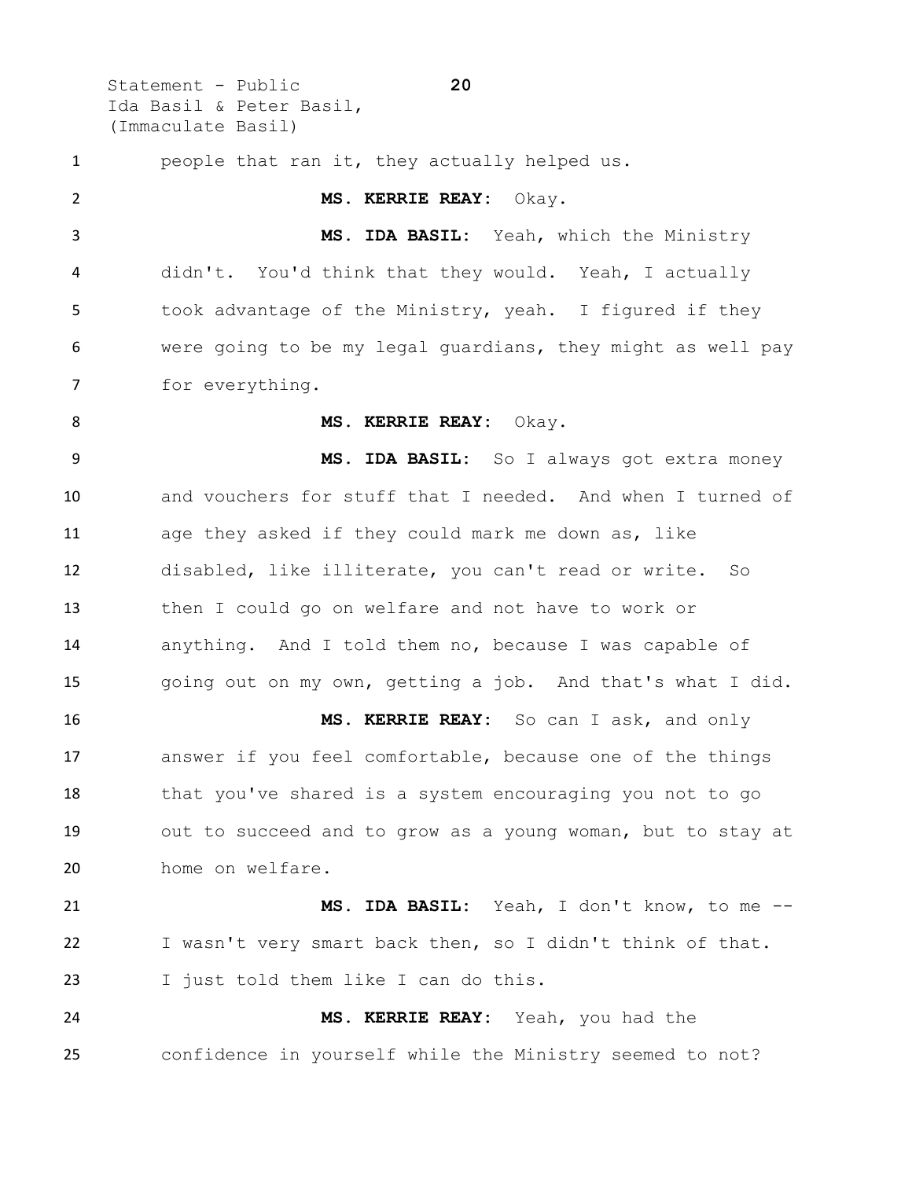people that ran it, they actually helped us.

**MS. KERRIE REAY:** Okay.

**MS. IDA BASIL:** Yeah, which the Ministry didn't. You'd think that they would. Yeah, I actually took advantage of the Ministry, yeah. I figured if they were going to be my legal guardians, they might as well pay for everything.

**MS. KERRIE REAY:** Okay.

**MS. IDA BASIL:** So I always got extra money and vouchers for stuff that I needed. And when I turned of age they asked if they could mark me down as, like disabled, like illiterate, you can't read or write. So then I could go on welfare and not have to work or anything. And I told them no, because I was capable of going out on my own, getting a job. And that's what I did.

**MS. KERRIE REAY:** So can I ask, and only answer if you feel comfortable, because one of the things that you've shared is a system encouraging you not to go out to succeed and to grow as a young woman, but to stay at home on welfare.

**MS. IDA BASIL:** Yeah, I don't know, to me -- I wasn't very smart back then, so I didn't think of that. I just told them like I can do this.

**MS. KERRIE REAY:** Yeah, you had the confidence in yourself while the Ministry seemed to not?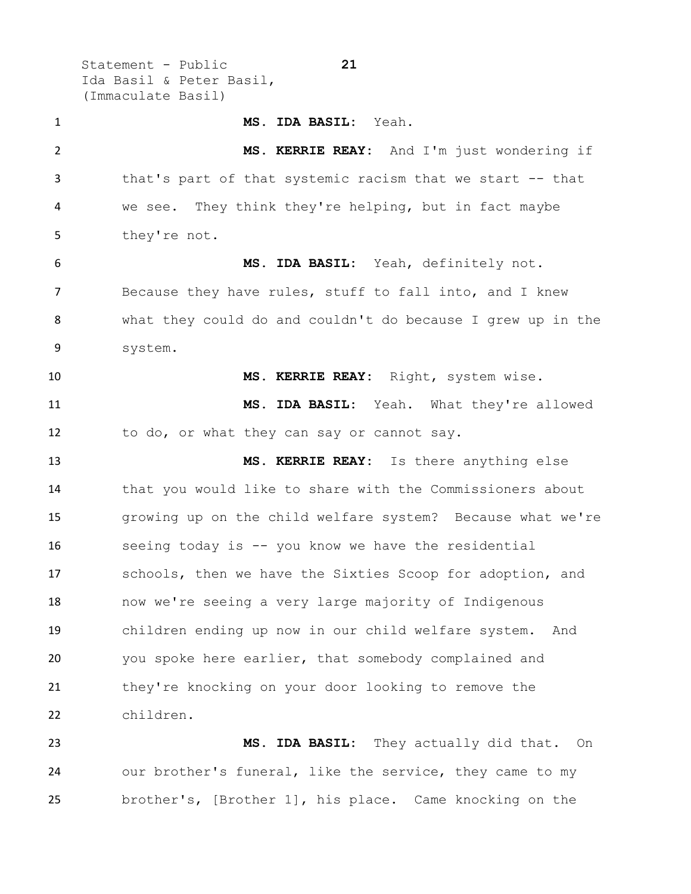**MS. IDA BASIL:** Yeah.

**MS. KERRIE REAY:** And I'm just wondering if that's part of that systemic racism that we start -- that we see. They think they're helping, but in fact maybe they're not.

**MS. IDA BASIL:** Yeah, definitely not. Because they have rules, stuff to fall into, and I knew what they could do and couldn't do because I grew up in the system.

**MS. KERRIE REAY:** Right, system wise.

**MS. IDA BASIL:** Yeah. What they're allowed to do, or what they can say or cannot say.

**MS. KERRIE REAY:** Is there anything else that you would like to share with the Commissioners about growing up on the child welfare system? Because what we're seeing today is -- you know we have the residential schools, then we have the Sixties Scoop for adoption, and now we're seeing a very large majority of Indigenous children ending up now in our child welfare system. And you spoke here earlier, that somebody complained and they're knocking on your door looking to remove the children.

**MS. IDA BASIL:** They actually did that. On our brother's funeral, like the service, they came to my brother's, [Brother 1], his place. Came knocking on the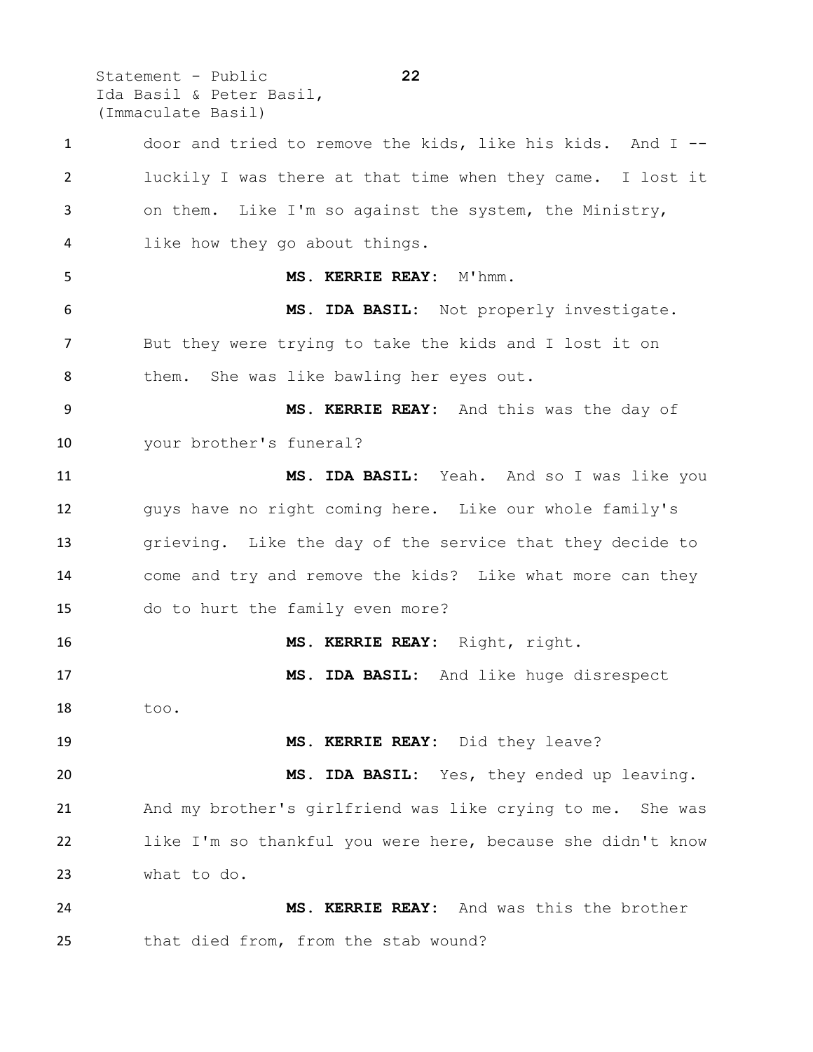door and tried to remove the kids, like his kids. And I -- luckily I was there at that time when they came. I lost it on them. Like I'm so against the system, the Ministry, like how they go about things.

**MS. KERRIE REAY:** M'hmm.

**MS. IDA BASIL:** Not properly investigate. But they were trying to take the kids and I lost it on them. She was like bawling her eyes out.

**MS. KERRIE REAY:** And this was the day of your brother's funeral?

**MS. IDA BASIL:** Yeah. And so I was like you guys have no right coming here. Like our whole family's grieving. Like the day of the service that they decide to come and try and remove the kids? Like what more can they do to hurt the family even more?

**MS. KERRIE REAY:** Right, right.

**MS. IDA BASIL:** And like huge disrespect too.

**MS. KERRIE REAY:** Did they leave?

**MS. IDA BASIL:** Yes, they ended up leaving. And my brother's girlfriend was like crying to me. She was like I'm so thankful you were here, because she didn't know what to do.

**MS. KERRIE REAY:** And was this the brother that died from, from the stab wound?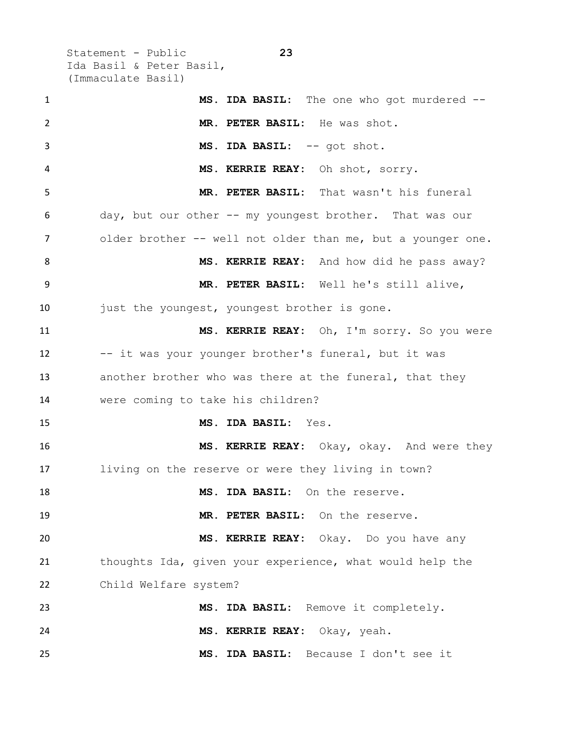**MS. IDA BASIL:** The one who got murdered --

**MR. PETER BASIL:** He was shot.

**MS. IDA BASIL:** -- got shot.

**MS. KERRIE REAY:** Oh shot, sorry.

**MR. PETER BASIL:** That wasn't his funeral day, but our other -- my youngest brother. That was our older brother -- well not older than me, but a younger one.

**MS. KERRIE REAY:** And how did he pass away?

**MR. PETER BASIL:** Well he's still alive, just the youngest, youngest brother is gone.

**MS. KERRIE REAY:** Oh, I'm sorry. So you were -- it was your younger brother's funeral, but it was another brother who was there at the funeral, that they were coming to take his children?

**MS. IDA BASIL:** Yes.

**MS. KERRIE REAY:** Okay, okay. And were they living on the reserve or were they living in town?

**MS. IDA BASIL:** On the reserve.

**MR. PETER BASIL:** On the reserve.

**MS. KERRIE REAY:** Okay. Do you have any thoughts Ida, given your experience, what would help the Child Welfare system?

**MS. IDA BASIL:** Remove it completely.

**MS. KERRIE REAY:** Okay, yeah.

**MS. IDA BASIL:** Because I don't see it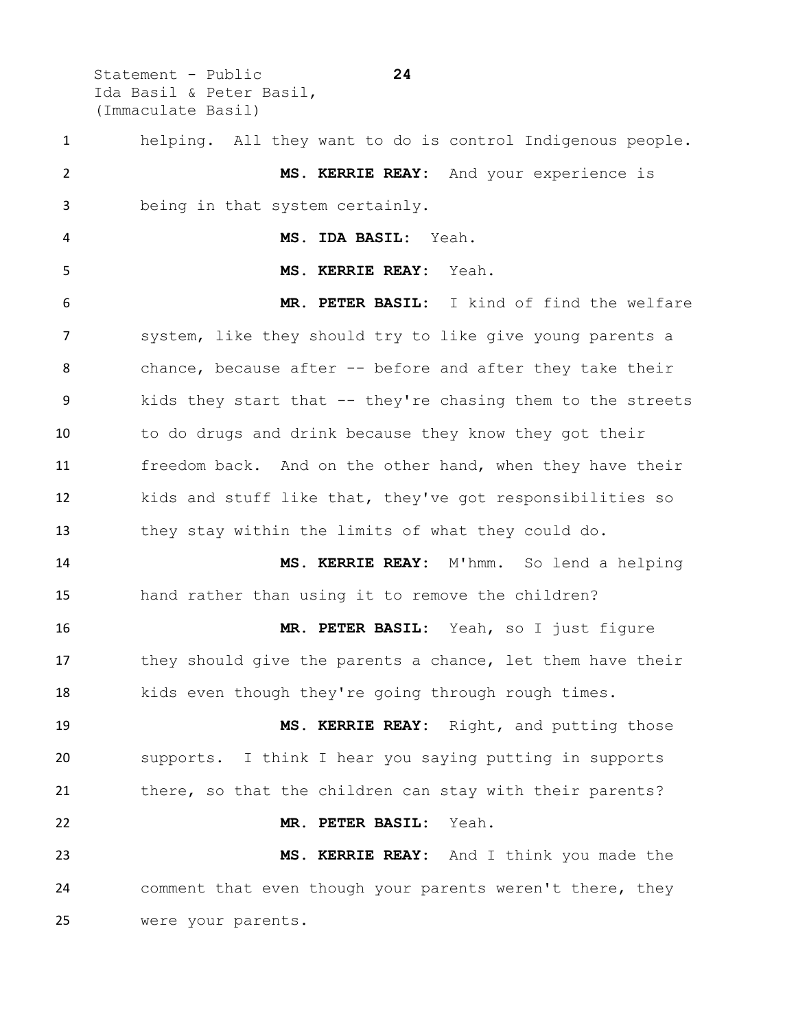helping. All they want to do is control Indigenous people.

**MS. KERRIE REAY:** And your experience is being in that system certainly.

**MS. IDA BASIL:** Yeah.

**MS. KERRIE REAY:** Yeah.

**MR. PETER BASIL:** I kind of find the welfare system, like they should try to like give young parents a chance, because after -- before and after they take their kids they start that -- they're chasing them to the streets to do drugs and drink because they know they got their freedom back. And on the other hand, when they have their kids and stuff like that, they've got responsibilities so they stay within the limits of what they could do.

**MS. KERRIE REAY:** M'hmm. So lend a helping hand rather than using it to remove the children?

**MR. PETER BASIL:** Yeah, so I just figure they should give the parents a chance, let them have their kids even though they're going through rough times.

**MS. KERRIE REAY:** Right, and putting those supports. I think I hear you saying putting in supports there, so that the children can stay with their parents?

**MR. PETER BASIL:** Yeah.

**MS. KERRIE REAY:** And I think you made the comment that even though your parents weren't there, they were your parents.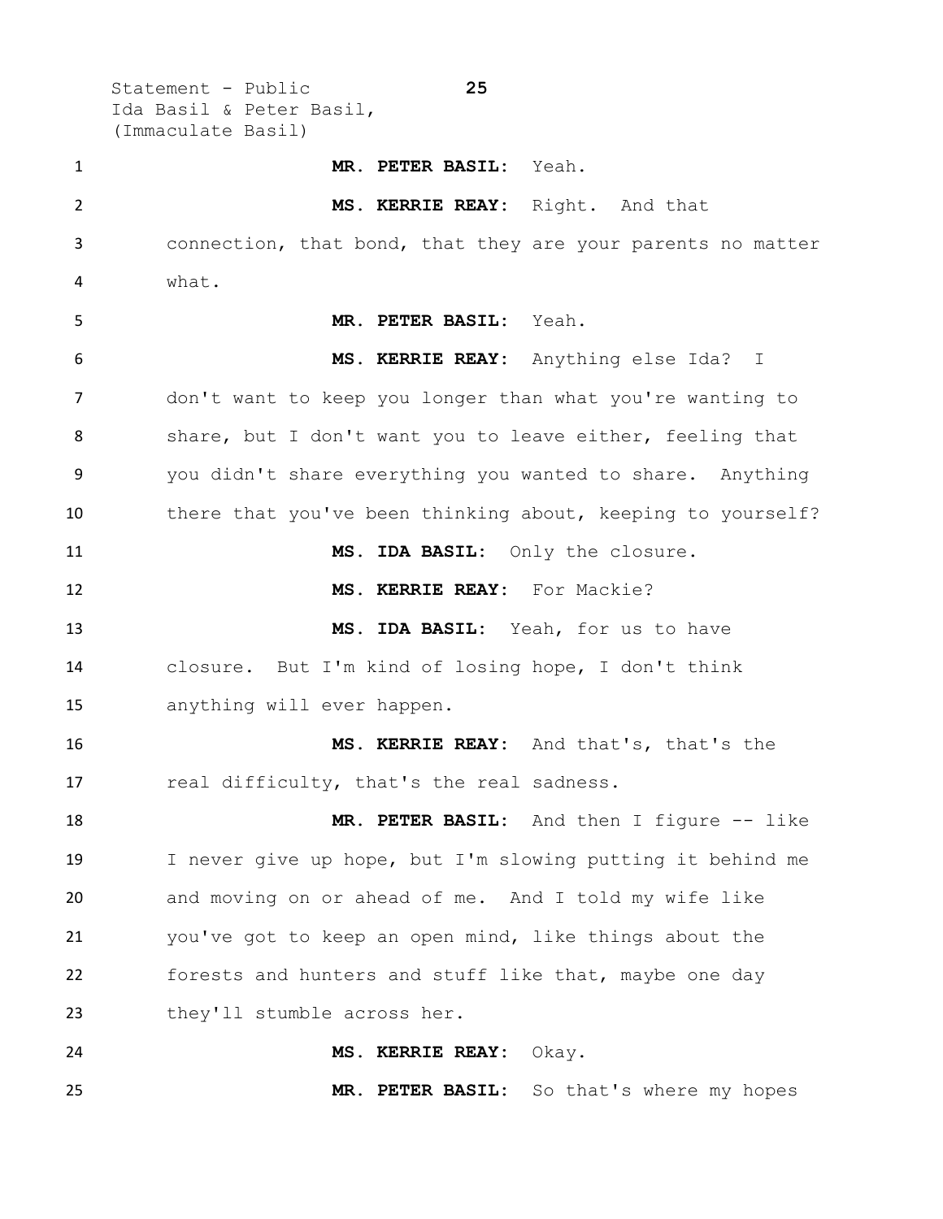**MR. PETER BASIL:** Yeah.

**MS. KERRIE REAY:** Right. And that connection, that bond, that they are your parents no matter what.

**MR. PETER BASIL:** Yeah.

**MS. KERRIE REAY:** Anything else Ida? I don't want to keep you longer than what you're wanting to share, but I don't want you to leave either, feeling that you didn't share everything you wanted to share. Anything there that you've been thinking about, keeping to yourself?

**MS. IDA BASIL:** Only the closure.

**MS. KERRIE REAY:** For Mackie?

**MS. IDA BASIL:** Yeah, for us to have closure. But I'm kind of losing hope, I don't think anything will ever happen.

**MS. KERRIE REAY:** And that's, that's the real difficulty, that's the real sadness.

**MR. PETER BASIL:** And then I figure -- like I never give up hope, but I'm slowing putting it behind me and moving on or ahead of me. And I told my wife like you've got to keep an open mind, like things about the forests and hunters and stuff like that, maybe one day they'll stumble across her.

**MS. KERRIE REAY:** Okay.

**MR. PETER BASIL:** So that's where my hopes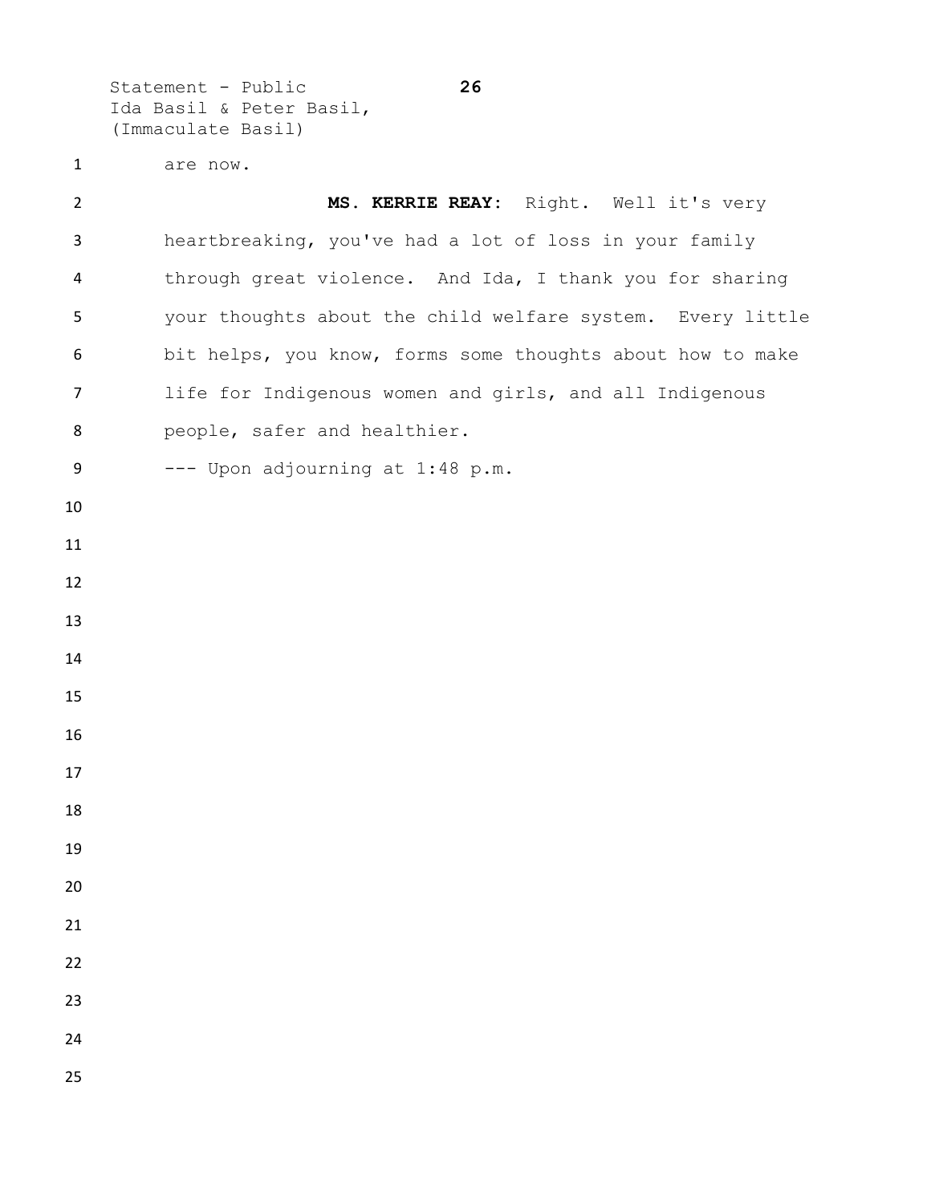are now.

**MS. KERRIE REAY:** Right. Well it's very heartbreaking, you've had a lot of loss in your family through great violence. And Ida, I thank you for sharing your thoughts about the child welfare system. Every little bit helps, you know, forms some thoughts about how to make life for Indigenous women and girls, and all Indigenous people, safer and healthier.

--- Upon adjourning at 1:48 p.m.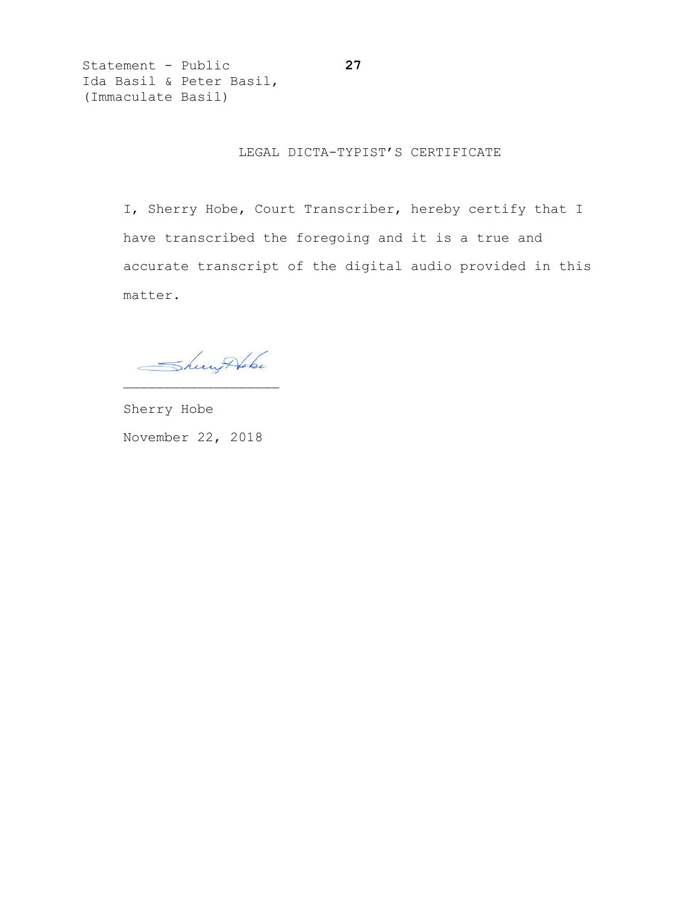LEGAL DICTA-TYPIST'S CERTIFICATE

I, Sherry Hobe, Court Transcriber, hereby certify that I have transcribed the foregoing and it is a true and accurate transcript of the digital audio provided in this matter.

___________________

Sherry Hobe

November 22, 2018